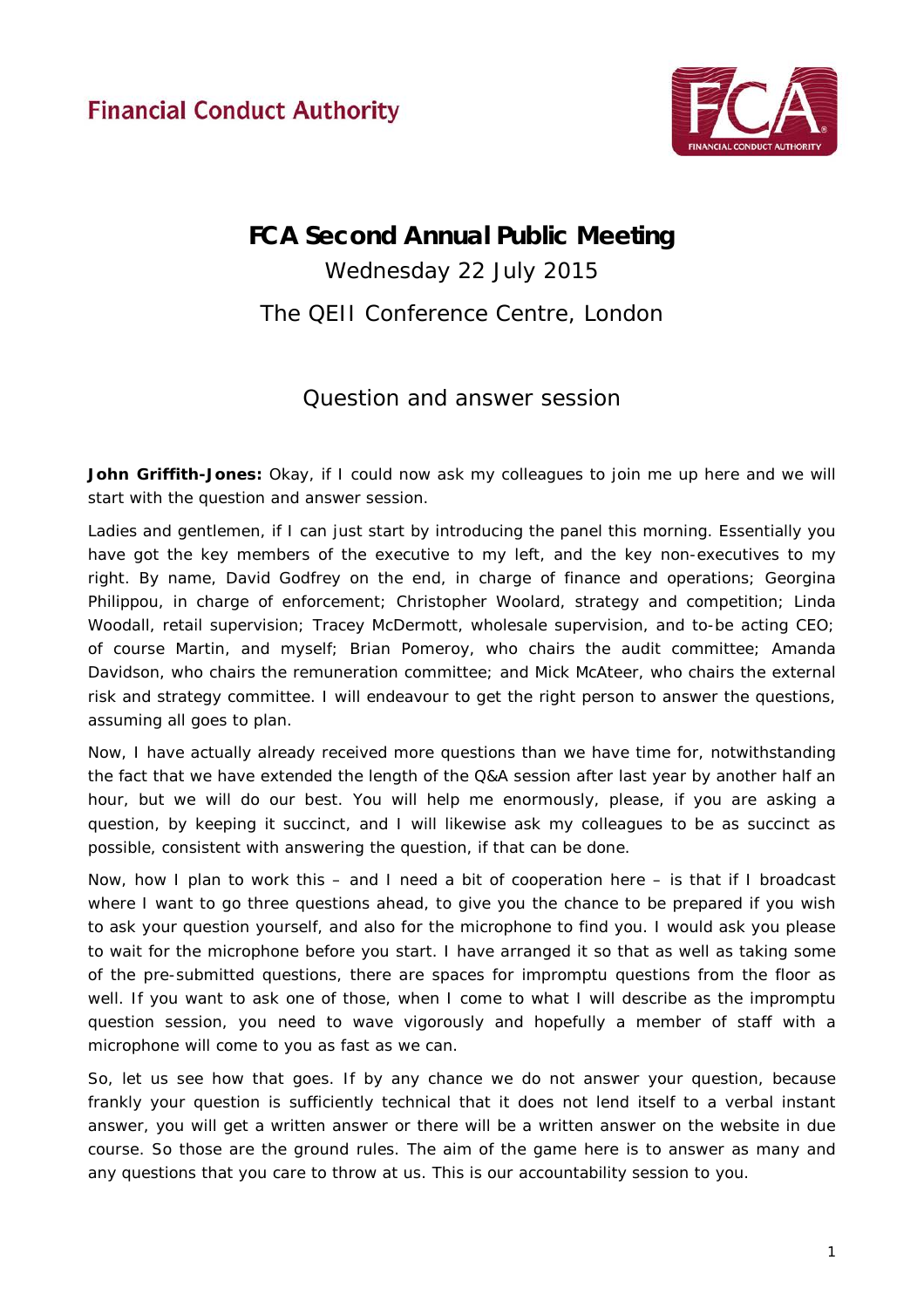Financial Conduct Authority

# FCA Second Annual Public Meeting

Wednesday 22 July 2015

The QEII Conference Centre, London

## Question and answer session

**John Griffith-Jones:** Okay, if I could now ask my colleagues to join me up here and we will start with the question and answer session.

Ladies and gentlemen, if I can just start by introducing the panel this morning. Essentially you have got the key members of the executive to my left, and the key non-executives to my right. By name, David Godfrey on the end, in charge of finance and operations; Georgina Philippou, in charge of enforcement; Christopher Woolard, strategy and competition; Linda Woodall, retail supervision; Tracey McDermott, wholesale supervision, and to-be acting CEO; of course Martin, and myself; Brian Pomeroy, who chairs the audit committee; Amanda Davidson, who chairs the remuneration committee; and Mick McAteer, who chairs the external risk and strategy committee. I will endeavour to get the right person to answer the questions, assuming all goes to plan.

Now, I have actually already received more questions than we have time for, notwithstanding the fact that we have extended the length of the Q&A session after last year by another half an hour, but we will do our best. You will help me enormously, please, if you are asking a question, by keeping it succinct, and I will likewise ask my colleagues to be as succinct as possible, consistent with answering the question, if that can be done.

Now, how I plan to work this – and I need a bit of cooperation here – is that if I broadcast where I want to go three questions ahead, to give you the chance to be prepared if you wish to ask your question yourself, and also for the microphone to find you. I would ask you please to wait for the microphone before you start. I have arranged it so that as well as taking some of the pre-submitted questions, there are spaces for impromptu questions from the floor as well. If you want to ask one of those, when I come to what I will describe as the impromptu question session, you need to wave vigorously and hopefully a member of staff with a microphone will come to you as fast as we can.

So, let us see how that goes. If by any chance we do not answer your question, because frankly your question is sufficiently technical that it does not lend itself to a verbal instant answer, you will get a written answer or there will be a written answer on the website in due course. So those are the ground rules. The aim of the game here is to answer as many and any questions that you care to throw at us. This is our accountability session to you.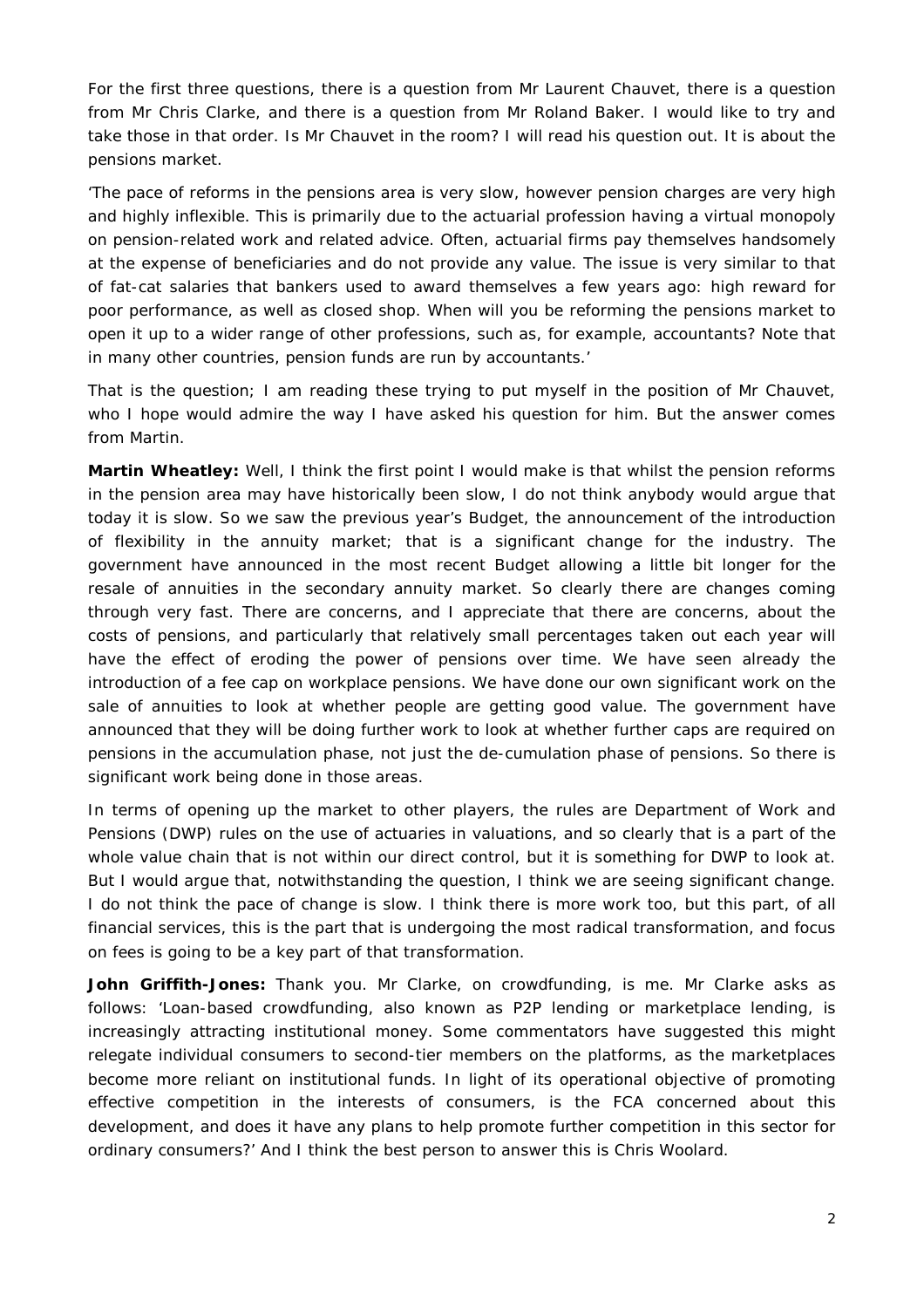For the first three questions, there is a question from Mr Laurent Chauvet, there is a question from Mr Chris Clarke, and there is a question from Mr Roland Baker. I would like to try and take those in that order. Is Mr Chauvet in the room? I will read his question out. It is about the pensions market.

'The pace of reforms in the pensions area is very slow, however pension charges are very high and highly inflexible. This is primarily due to the actuarial profession having a virtual monopoly on pension-related work and related advice. Often, actuarial firms pay themselves handsomely at the expense of beneficiaries and do not provide any value. The issue is very similar to that of fat-cat salaries that bankers used to award themselves a few years ago: high reward for poor performance, as well as closed shop. When will you be reforming the pensions market to open it up to a wider range of other professions, such as, for example, accountants? Note that in many other countries, pension funds are run by accountants.'

That is the question; I am reading these trying to put myself in the position of Mr Chauvet, who I hope would admire the way I have asked his question for him. But the answer comes from Martin.

**Martin Wheatley:** Well, I think the first point I would make is that whilst the pension reforms in the pension area may have historically been slow, I do not think anybody would argue that today it is slow. So we saw the previous year's Budget, the announcement of the introduction of flexibility in the annuity market; that is a significant change for the industry. The government have announced in the most recent Budget allowing a little bit longer for the resale of annuities in the secondary annuity market. So clearly there are changes coming through very fast. There are concerns, and I appreciate that there are concerns, about the costs of pensions, and particularly that relatively small percentages taken out each year will have the effect of eroding the power of pensions over time. We have seen already the introduction of a fee cap on workplace pensions. We have done our own significant work on the sale of annuities to look at whether people are getting good value. The government have announced that they will be doing further work to look at whether further caps are required on pensions in the accumulation phase, not just the de-cumulation phase of pensions. So there is significant work being done in those areas.

In terms of opening up the market to other players, the rules are Department of Work and Pensions (DWP) rules on the use of actuaries in valuations, and so clearly that is a part of the whole value chain that is not within our direct control, but it is something for DWP to look at. But I would argue that, notwithstanding the question, I think we are seeing significant change. I do not think the pace of change is slow. I think there is more work too, but this part, of all financial services, this is the part that is undergoing the most radical transformation, and focus on fees is going to be a key part of that transformation.

**John Griffith-Jones:** Thank you. Mr Clarke, on crowdfunding, is me. Mr Clarke asks as follows: 'Loan-based crowdfunding, also known as P2P lending or marketplace lending, is increasingly attracting institutional money. Some commentators have suggested this might relegate individual consumers to second-tier members on the platforms, as the marketplaces become more reliant on institutional funds. In light of its operational objective of promoting effective competition in the interests of consumers, is the FCA concerned about this development, and does it have any plans to help promote further competition in this sector for ordinary consumers?' And I think the best person to answer this is Chris Woolard.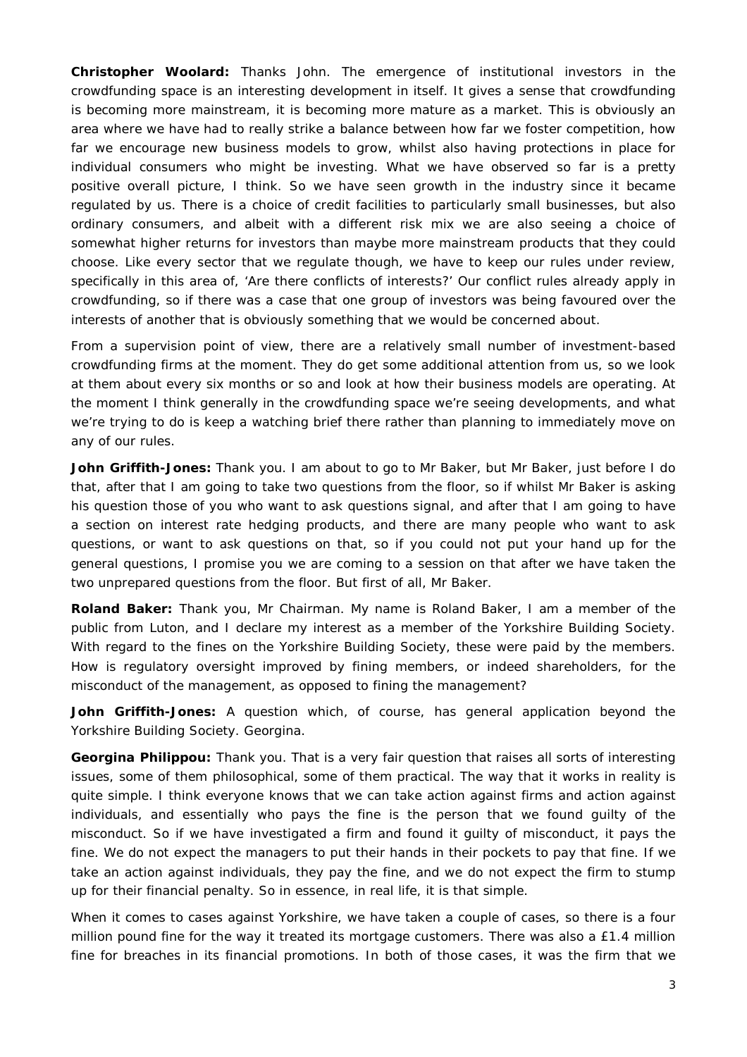**Christopher Woolard:** Thanks John. The emergence of institutional investors in the crowdfunding space is an interesting development in itself. It gives a sense that crowdfunding is becoming more mainstream, it is becoming more mature as a market. This is obviously an area where we have had to really strike a balance between how far we foster competition, how far we encourage new business models to grow, whilst also having protections in place for individual consumers who might be investing. What we have observed so far is a pretty positive overall picture, I think. So we have seen growth in the industry since it became regulated by us. There is a choice of credit facilities to particularly small businesses, but also ordinary consumers, and albeit with a different risk mix we are also seeing a choice of somewhat higher returns for investors than maybe more mainstream products that they could choose. Like every sector that we regulate though, we have to keep our rules under review, specifically in this area of, 'Are there conflicts of interests?' Our conflict rules already apply in crowdfunding, so if there was a case that one group of investors was being favoured over the interests of another that is obviously something that we would be concerned about.

From a supervision point of view, there are a relatively small number of investment-based crowdfunding firms at the moment. They do get some additional attention from us, so we look at them about every six months or so and look at how their business models are operating. At the moment I think generally in the crowdfunding space we're seeing developments, and what we're trying to do is keep a watching brief there rather than planning to immediately move on any of our rules.

**John Griffith-Jones:** Thank you. I am about to go to Mr Baker, but Mr Baker, just before I do that, after that I am going to take two questions from the floor, so if whilst Mr Baker is asking his question those of you who want to ask questions signal, and after that I am going to have a section on interest rate hedging products, and there are many people who want to ask questions, or want to ask questions on that, so if you could not put your hand up for the general questions, I promise you we are coming to a session on that after we have taken the two unprepared questions from the floor. But first of all, Mr Baker.

**Roland Baker:** Thank you, Mr Chairman. My name is Roland Baker, I am a member of the public from Luton, and I declare my interest as a member of the Yorkshire Building Society. With regard to the fines on the Yorkshire Building Society, these were paid by the members. How is regulatory oversight improved by fining members, or indeed shareholders, for the misconduct of the management, as opposed to fining the management?

**John Griffith-Jones:** A question which, of course, has general application beyond the Yorkshire Building Society. Georgina.

**Georgina Philippou:** Thank you. That is a very fair question that raises all sorts of interesting issues, some of them philosophical, some of them practical. The way that it works in reality is quite simple. I think everyone knows that we can take action against firms and action against individuals, and essentially who pays the fine is the person that we found guilty of the misconduct. So if we have investigated a firm and found it guilty of misconduct, it pays the fine. We do not expect the managers to put their hands in their pockets to pay that fine. If we take an action against individuals, they pay the fine, and we do not expect the firm to stump up for their financial penalty. So in essence, in real life, it is that simple.

When it comes to cases against Yorkshire, we have taken a couple of cases, so there is a four million pound fine for the way it treated its mortgage customers. There was also a £1.4 million fine for breaches in its financial promotions. In both of those cases, it was the firm that we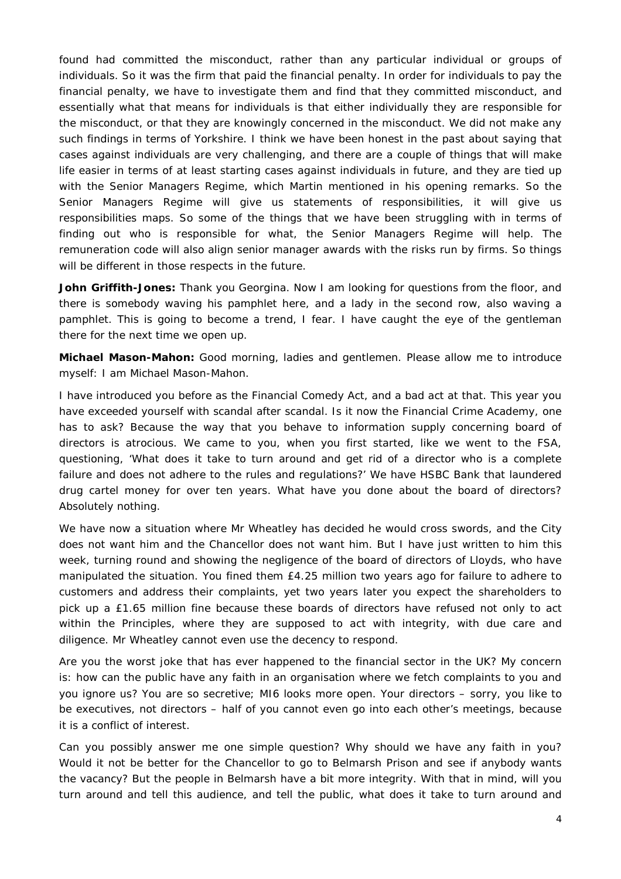found had committed the misconduct, rather than any particular individual or groups of individuals. So it was the firm that paid the financial penalty. In order for individuals to pay the financial penalty, we have to investigate them and find that they committed misconduct, and essentially what that means for individuals is that either individually they are responsible for the misconduct, or that they are knowingly concerned in the misconduct. We did not make any such findings in terms of Yorkshire. I think we have been honest in the past about saying that cases against individuals are very challenging, and there are a couple of things that will make life easier in terms of at least starting cases against individuals in future, and they are tied up with the Senior Managers Regime, which Martin mentioned in his opening remarks. So the Senior Managers Regime will give us statements of responsibilities, it will give us responsibilities maps. So some of the things that we have been struggling with in terms of finding out who is responsible for what, the Senior Managers Regime will help. The remuneration code will also align senior manager awards with the risks run by firms. So things will be different in those respects in the future.

**John Griffith-Jones:** Thank you Georgina. Now I am looking for questions from the floor, and there is somebody waving his pamphlet here, and a lady in the second row, also waving a pamphlet. This is going to become a trend, I fear. I have caught the eye of the gentleman there for the next time we open up.

**Michael Mason-Mahon:** Good morning, ladies and gentlemen. Please allow me to introduce myself: I am Michael Mason-Mahon.

I have introduced you before as the Financial Comedy Act, and a bad act at that. This year you have exceeded yourself with scandal after scandal. Is it now the Financial Crime Academy, one has to ask? Because the way that you behave to information supply concerning board of directors is atrocious. We came to you, when you first started, like we went to the FSA, questioning, 'What does it take to turn around and get rid of a director who is a complete failure and does not adhere to the rules and regulations?' We have HSBC Bank that laundered drug cartel money for over ten years. What have you done about the board of directors? Absolutely nothing.

We have now a situation where Mr Wheatley has decided he would cross swords, and the City does not want him and the Chancellor does not want him. But I have just written to him this week, turning round and showing the negligence of the board of directors of Lloyds, who have manipulated the situation. You fined them £4.25 million two years ago for failure to adhere to customers and address their complaints, yet two years later you expect the shareholders to pick up a £1.65 million fine because these boards of directors have refused not only to act within the Principles, where they are supposed to act with integrity, with due care and diligence. Mr Wheatley cannot even use the decency to respond.

Are you the worst joke that has ever happened to the financial sector in the UK? My concern is: how can the public have any faith in an organisation where we fetch complaints to you and you ignore us? You are so secretive; MI6 looks more open. Your directors – sorry, you like to be executives, not directors – half of you cannot even go into each other's meetings, because it is a conflict of interest.

Can you possibly answer me one simple question? Why should we have any faith in you? Would it not be better for the Chancellor to go to Belmarsh Prison and see if anybody wants the vacancy? But the people in Belmarsh have a bit more integrity. With that in mind, will you turn around and tell this audience, and tell the public, what does it take to turn around and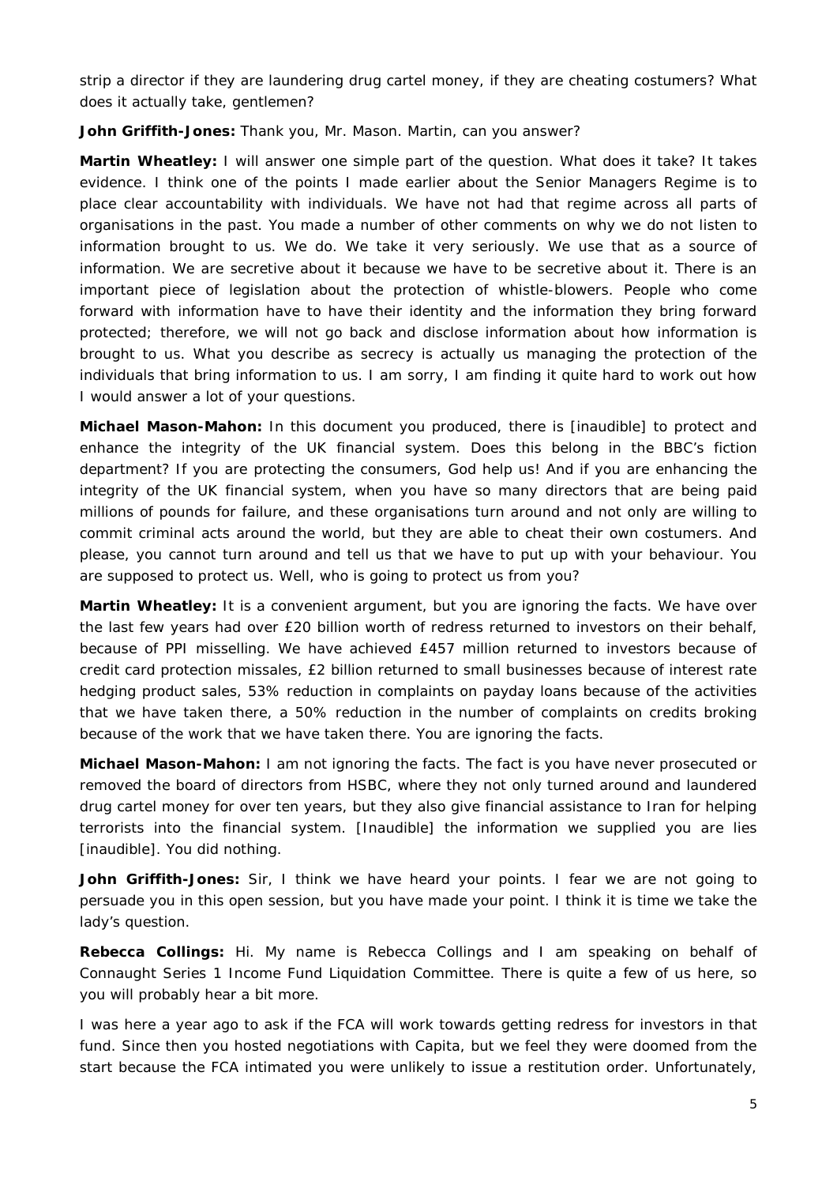strip a director if they are laundering drug cartel money, if they are cheating costumers? What does it actually take, gentlemen?

**John Griffith-Jones:** Thank you, Mr. Mason. Martin, can you answer?

**Martin Wheatley:** I will answer one simple part of the question. What does it take? It takes evidence. I think one of the points I made earlier about the Senior Managers Regime is to place clear accountability with individuals. We have not had that regime across all parts of organisations in the past. You made a number of other comments on why we do not listen to information brought to us. We do. We take it very seriously. We use that as a source of information. We are secretive about it because we have to be secretive about it. There is an important piece of legislation about the protection of whistle-blowers. People who come forward with information have to have their identity and the information they bring forward protected; therefore, we will not go back and disclose information about how information is brought to us. What you describe as secrecy is actually us managing the protection of the individuals that bring information to us. I am sorry, I am finding it quite hard to work out how I would answer a lot of your questions.

**Michael Mason-Mahon:** In this document you produced, there is [inaudible] to protect and enhance the integrity of the UK financial system. Does this belong in the BBC's fiction department? If you are protecting the consumers, God help us! And if you are enhancing the integrity of the UK financial system, when you have so many directors that are being paid millions of pounds for failure, and these organisations turn around and not only are willing to commit criminal acts around the world, but they are able to cheat their own costumers. And please, you cannot turn around and tell us that we have to put up with your behaviour. You are supposed to protect us. Well, who is going to protect us from you?

**Martin Wheatley:** It is a convenient argument, but you are ignoring the facts. We have over the last few years had over £20 billion worth of redress returned to investors on their behalf, because of PPI misselling. We have achieved £457 million returned to investors because of credit card protection missales, £2 billion returned to small businesses because of interest rate hedging product sales, 53% reduction in complaints on payday loans because of the activities that we have taken there, a 50% reduction in the number of complaints on credits broking because of the work that we have taken there. You are ignoring the facts.

**Michael Mason-Mahon:** I am not ignoring the facts. The fact is you have never prosecuted or removed the board of directors from HSBC, where they not only turned around and laundered drug cartel money for over ten years, but they also give financial assistance to Iran for helping terrorists into the financial system. [Inaudible] the information we supplied you are lies [inaudible]. You did nothing.

**John Griffith-Jones:** Sir, I think we have heard your points. I fear we are not going to persuade you in this open session, but you have made your point. I think it is time we take the lady's question.

**Rebecca Collings:** Hi. My name is Rebecca Collings and I am speaking on behalf of Connaught Series 1 Income Fund Liquidation Committee. There is quite a few of us here, so you will probably hear a bit more.

I was here a year ago to ask if the FCA will work towards getting redress for investors in that fund. Since then you hosted negotiations with Capita, but we feel they were doomed from the start because the FCA intimated you were unlikely to issue a restitution order. Unfortunately,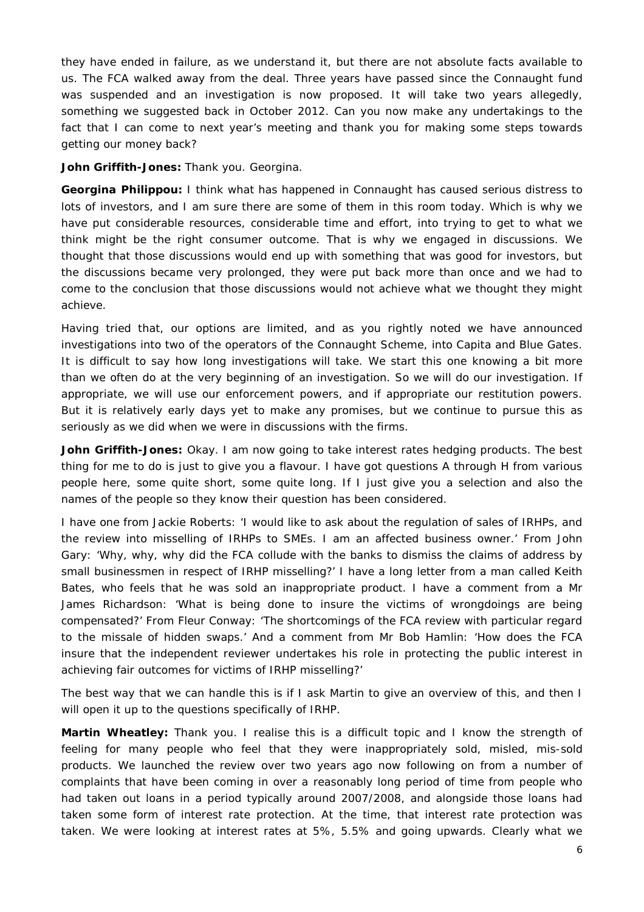they have ended in failure, as we understand it, but there are not absolute facts available to us. The FCA walked away from the deal. Three years have passed since the Connaught fund was suspended and an investigation is now proposed. It will take two years allegedly, something we suggested back in October 2012. Can you now make any undertakings to the fact that I can come to next year's meeting and thank you for making some steps towards getting our money back?

**John Griffith-Jones:** Thank you. Georgina.

**Georgina Philippou:** I think what has happened in Connaught has caused serious distress to lots of investors, and I am sure there are some of them in this room today. Which is why we have put considerable resources, considerable time and effort, into trying to get to what we think might be the right consumer outcome. That is why we engaged in discussions. We thought that those discussions would end up with something that was good for investors, but the discussions became very prolonged, they were put back more than once and we had to come to the conclusion that those discussions would not achieve what we thought they might achieve.

Having tried that, our options are limited, and as you rightly noted we have announced investigations into two of the operators of the Connaught Scheme, into Capita and Blue Gates. It is difficult to say how long investigations will take. We start this one knowing a bit more than we often do at the very beginning of an investigation. So we will do our investigation. If appropriate, we will use our enforcement powers, and if appropriate our restitution powers. But it is relatively early days yet to make any promises, but we continue to pursue this as seriously as we did when we were in discussions with the firms.

**John Griffith-Jones:** Okay. I am now going to take interest rates hedging products. The best thing for me to do is just to give you a flavour. I have got questions A through H from various people here, some quite short, some quite long. If I just give you a selection and also the names of the people so they know their question has been considered.

I have one from Jackie Roberts: 'I would like to ask about the regulation of sales of IRHPs, and the review into misselling of IRHPs to SMEs. I am an affected business owner.' From John Gary: 'Why, why, why did the FCA collude with the banks to dismiss the claims of address by small businessmen in respect of IRHP misselling?' I have a long letter from a man called Keith Bates, who feels that he was sold an inappropriate product. I have a comment from a Mr James Richardson: 'What is being done to insure the victims of wrongdoings are being compensated?' From Fleur Conway: 'The shortcomings of the FCA review with particular regard to the missale of hidden swaps.' And a comment from Mr Bob Hamlin: 'How does the FCA insure that the independent reviewer undertakes his role in protecting the public interest in achieving fair outcomes for victims of IRHP misselling?'

The best way that we can handle this is if I ask Martin to give an overview of this, and then I will open it up to the questions specifically of IRHP.

**Martin Wheatley:** Thank you. I realise this is a difficult topic and I know the strength of feeling for many people who feel that they were inappropriately sold, misled, mis-sold products. We launched the review over two years ago now following on from a number of complaints that have been coming in over a reasonably long period of time from people who had taken out loans in a period typically around 2007/2008, and alongside those loans had taken some form of interest rate protection. At the time, that interest rate protection was taken. We were looking at interest rates at 5%, 5.5% and going upwards. Clearly what we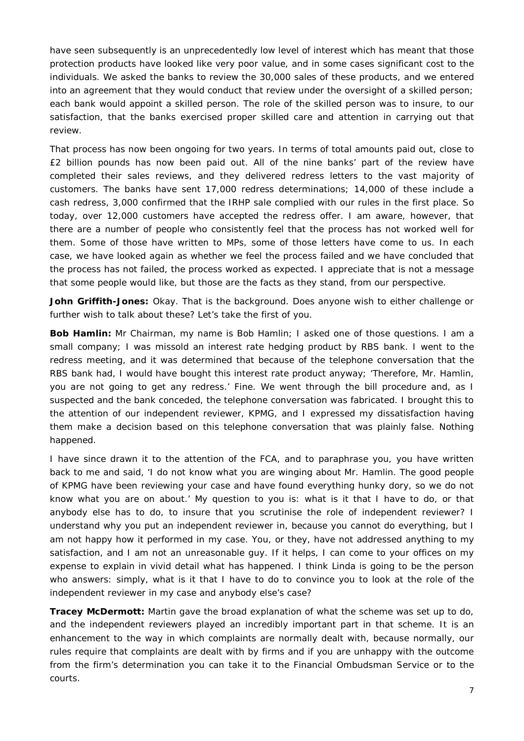have seen subsequently is an unprecedentedly low level of interest which has meant that those protection products have looked like very poor value, and in some cases significant cost to the individuals. We asked the banks to review the 30,000 sales of these products, and we entered into an agreement that they would conduct that review under the oversight of a skilled person; each bank would appoint a skilled person. The role of the skilled person was to insure, to our satisfaction, that the banks exercised proper skilled care and attention in carrying out that review.

That process has now been ongoing for two years. In terms of total amounts paid out, close to £2 billion pounds has now been paid out. All of the nine banks' part of the review have completed their sales reviews, and they delivered redress letters to the vast majority of customers. The banks have sent 17,000 redress determinations; 14,000 of these include a cash redress, 3,000 confirmed that the IRHP sale complied with our rules in the first place. So today, over 12,000 customers have accepted the redress offer. I am aware, however, that there are a number of people who consistently feel that the process has not worked well for them. Some of those have written to MPs, some of those letters have come to us. In each case, we have looked again as whether we feel the process failed and we have concluded that the process has not failed, the process worked as expected. I appreciate that is not a message that some people would like, but those are the facts as they stand, from our perspective.

**John Griffith-Jones:** Okay. That is the background. Does anyone wish to either challenge or further wish to talk about these? Let's take the first of you.

**Bob Hamlin:** Mr Chairman, my name is Bob Hamlin; I asked one of those questions. I am a small company; I was missold an interest rate hedging product by RBS bank. I went to the redress meeting, and it was determined that because of the telephone conversation that the RBS bank had, I would have bought this interest rate product anyway; 'Therefore, Mr. Hamlin, you are not going to get any redress.' Fine. We went through the bill procedure and, as I suspected and the bank conceded, the telephone conversation was fabricated. I brought this to the attention of our independent reviewer, KPMG, and I expressed my dissatisfaction having them make a decision based on this telephone conversation that was plainly false. Nothing happened.

I have since drawn it to the attention of the FCA, and to paraphrase you, you have written back to me and said, 'I do not know what you are winging about Mr. Hamlin. The good people of KPMG have been reviewing your case and have found everything hunky dory, so we do not know what you are on about.' My question to you is: what is it that I have to do, or that anybody else has to do, to insure that you scrutinise the role of independent reviewer? I understand why you put an independent reviewer in, because you cannot do everything, but I am not happy how it performed in my case. You, or they, have not addressed anything to my satisfaction, and I am not an unreasonable guy. If it helps, I can come to your offices on my expense to explain in vivid detail what has happened. I think Linda is going to be the person who answers: simply, what is it that I have to do to convince you to look at the role of the independent reviewer in my case and anybody else's case?

**Tracey McDermott:** Martin gave the broad explanation of what the scheme was set up to do, and the independent reviewers played an incredibly important part in that scheme. It is an enhancement to the way in which complaints are normally dealt with, because normally, our rules require that complaints are dealt with by firms and if you are unhappy with the outcome from the firm's determination you can take it to the Financial Ombudsman Service or to the courts.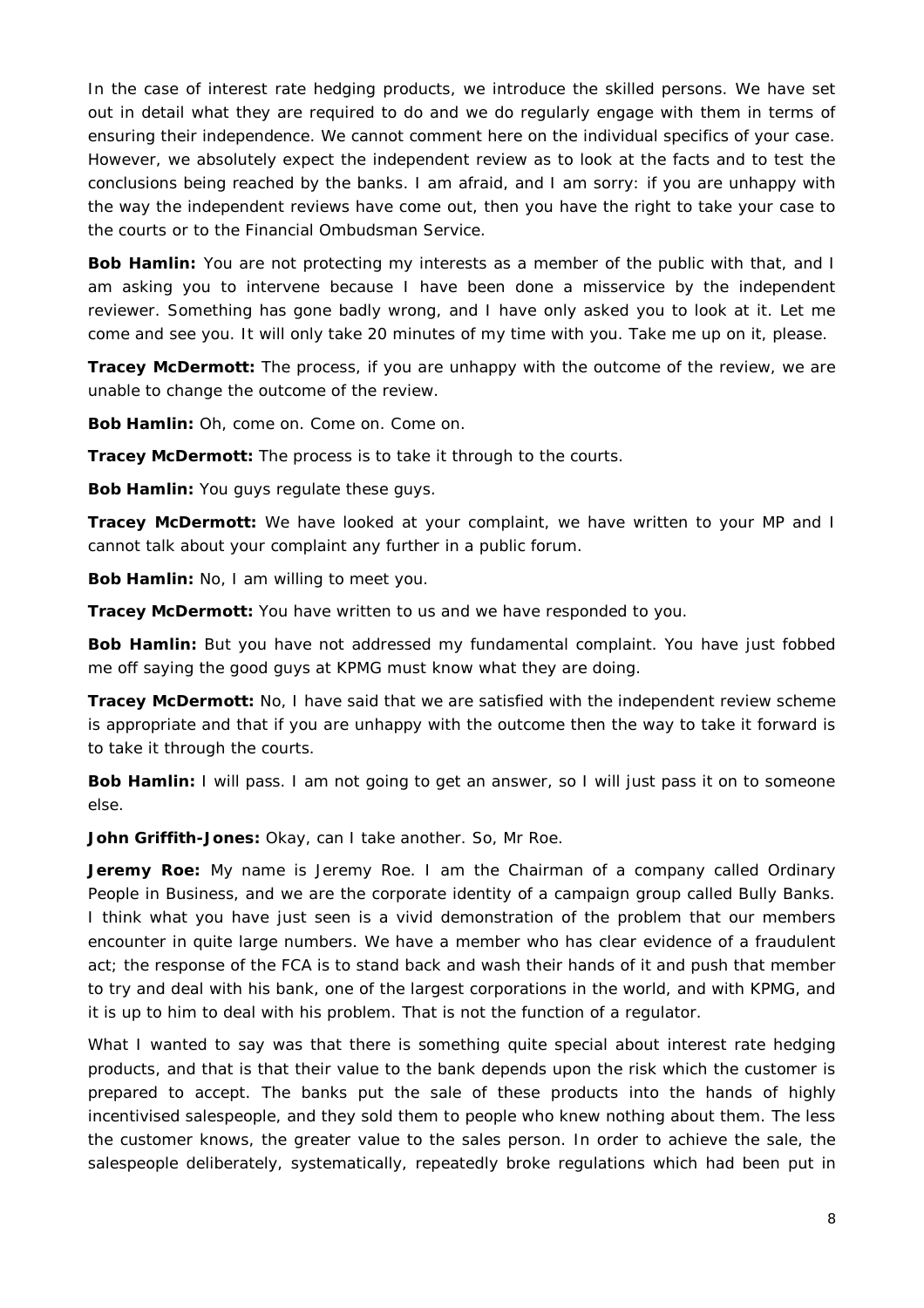In the case of interest rate hedging products, we introduce the skilled persons. We have set out in detail what they are required to do and we do regularly engage with them in terms of ensuring their independence. We cannot comment here on the individual specifics of your case. However, we absolutely expect the independent review as to look at the facts and to test the conclusions being reached by the banks. I am afraid, and I am sorry: if you are unhappy with the way the independent reviews have come out, then you have the right to take your case to the courts or to the Financial Ombudsman Service.

**Bob Hamlin:** You are not protecting my interests as a member of the public with that, and I am asking you to intervene because I have been done a misservice by the independent reviewer. Something has gone badly wrong, and I have only asked you to look at it. Let me come and see you. It will only take 20 minutes of my time with you. Take me up on it, please.

**Tracey McDermott:** The process, if you are unhappy with the outcome of the review, we are unable to change the outcome of the review.

**Bob Hamlin:** Oh, come on. Come on. Come on.

**Tracey McDermott:** The process is to take it through to the courts.

**Bob Hamlin:** You guys regulate these guys.

**Tracey McDermott:** We have looked at your complaint, we have written to your MP and I cannot talk about your complaint any further in a public forum.

**Bob Hamlin:** No, I am willing to meet you.

**Tracey McDermott:** You have written to us and we have responded to you.

**Bob Hamlin:** But you have not addressed my fundamental complaint. You have just fobbed me off saying the good guys at KPMG must know what they are doing.

**Tracey McDermott:** No, I have said that we are satisfied with the independent review scheme is appropriate and that if you are unhappy with the outcome then the way to take it forward is to take it through the courts.

**Bob Hamlin:** I will pass. I am not going to get an answer, so I will just pass it on to someone else.

**John Griffith-Jones:** Okay, can I take another. So, Mr Roe.

**Jeremy Roe:** My name is Jeremy Roe. I am the Chairman of a company called Ordinary People in Business, and we are the corporate identity of a campaign group called Bully Banks. I think what you have just seen is a vivid demonstration of the problem that our members encounter in quite large numbers. We have a member who has clear evidence of a fraudulent act; the response of the FCA is to stand back and wash their hands of it and push that member to try and deal with his bank, one of the largest corporations in the world, and with KPMG, and it is up to him to deal with his problem. That is not the function of a regulator.

What I wanted to say was that there is something quite special about interest rate hedging products, and that is that their value to the bank depends upon the risk which the customer is prepared to accept. The banks put the sale of these products into the hands of highly incentivised salespeople, and they sold them to people who knew nothing about them. The less the customer knows, the greater value to the sales person. In order to achieve the sale, the salespeople deliberately, systematically, repeatedly broke regulations which had been put in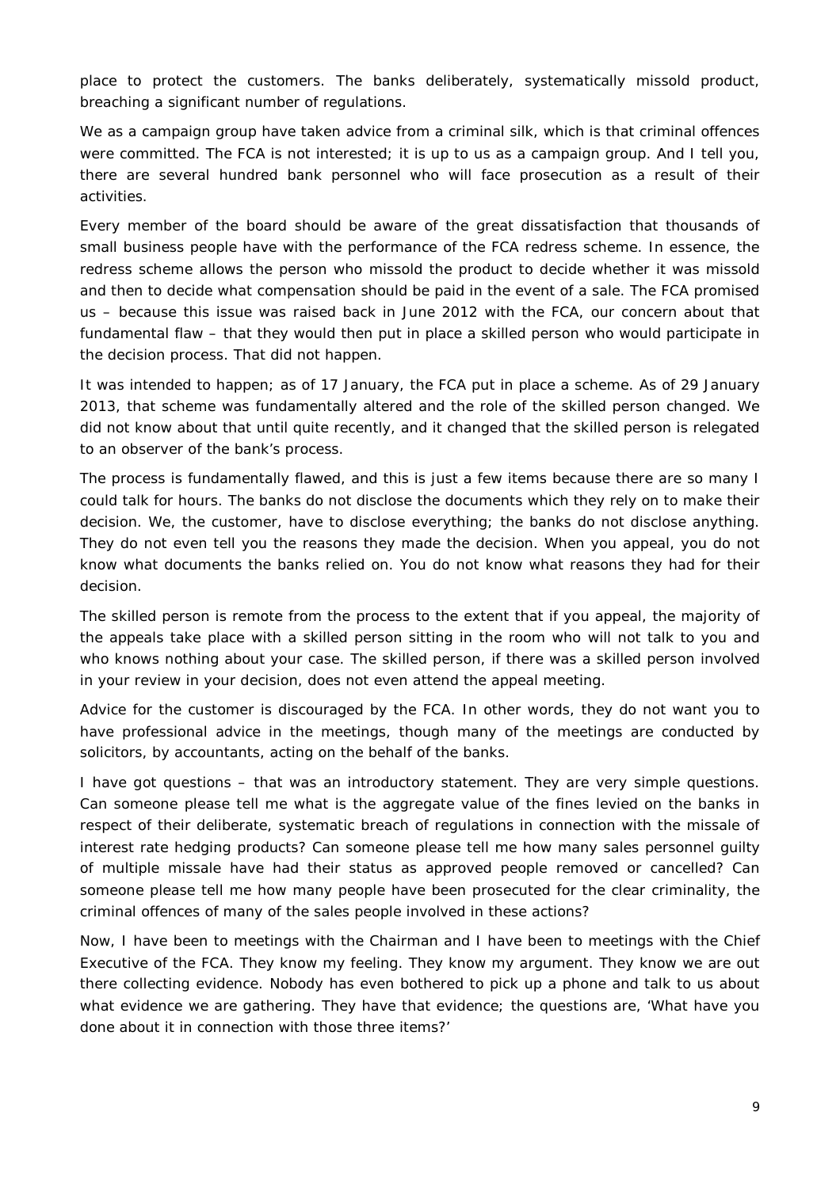place to protect the customers. The banks deliberately, systematically missold product, breaching a significant number of regulations.

We as a campaign group have taken advice from a criminal silk, which is that criminal offences were committed. The FCA is not interested; it is up to us as a campaign group. And I tell you, there are several hundred bank personnel who will face prosecution as a result of their activities.

Every member of the board should be aware of the great dissatisfaction that thousands of small business people have with the performance of the FCA redress scheme. In essence, the redress scheme allows the person who missold the product to decide whether it was missold and then to decide what compensation should be paid in the event of a sale. The FCA promised us – because this issue was raised back in June 2012 with the FCA, our concern about that fundamental flaw – that they would then put in place a skilled person who would participate in the decision process. That did not happen.

It was intended to happen; as of 17 January, the FCA put in place a scheme. As of 29 January 2013, that scheme was fundamentally altered and the role of the skilled person changed. We did not know about that until quite recently, and it changed that the skilled person is relegated to an observer of the bank's process.

The process is fundamentally flawed, and this is just a few items because there are so many I could talk for hours. The banks do not disclose the documents which they rely on to make their decision. We, the customer, have to disclose everything; the banks do not disclose anything. They do not even tell you the reasons they made the decision. When you appeal, you do not know what documents the banks relied on. You do not know what reasons they had for their decision.

The skilled person is remote from the process to the extent that if you appeal, the majority of the appeals take place with a skilled person sitting in the room who will not talk to you and who knows nothing about your case. The skilled person, if there was a skilled person involved in your review in your decision, does not even attend the appeal meeting.

Advice for the customer is discouraged by the FCA. In other words, they do not want you to have professional advice in the meetings, though many of the meetings are conducted by solicitors, by accountants, acting on the behalf of the banks.

I have got questions – that was an introductory statement. They are very simple questions. Can someone please tell me what is the aggregate value of the fines levied on the banks in respect of their deliberate, systematic breach of regulations in connection with the missale of interest rate hedging products? Can someone please tell me how many sales personnel guilty of multiple missale have had their status as approved people removed or cancelled? Can someone please tell me how many people have been prosecuted for the clear criminality, the criminal offences of many of the sales people involved in these actions?

Now, I have been to meetings with the Chairman and I have been to meetings with the Chief Executive of the FCA. They know my feeling. They know my argument. They know we are out there collecting evidence. Nobody has even bothered to pick up a phone and talk to us about what evidence we are gathering. They have that evidence; the questions are, 'What have you done about it in connection with those three items?'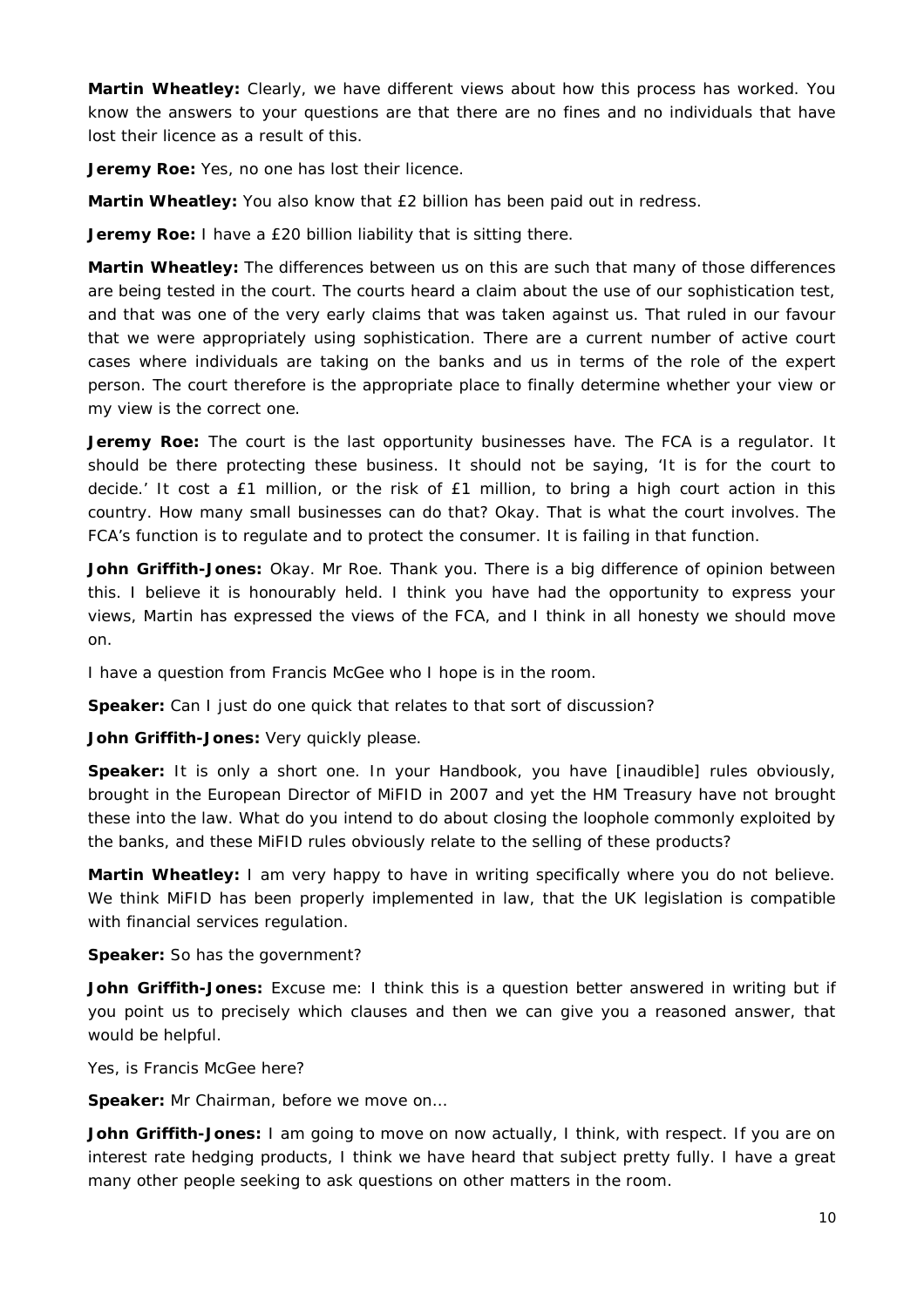**Martin Wheatley:** Clearly, we have different views about how this process has worked. You know the answers to your questions are that there are no fines and no individuals that have lost their licence as a result of this.

**Jeremy Roe:** Yes, no one has lost their licence.

**Martin Wheatley:** You also know that £2 billion has been paid out in redress.

**Jeremy Roe:** I have a £20 billion liability that is sitting there.

**Martin Wheatley:** The differences between us on this are such that many of those differences are being tested in the court. The courts heard a claim about the use of our sophistication test, and that was one of the very early claims that was taken against us. That ruled in our favour that we were appropriately using sophistication. There are a current number of active court cases where individuals are taking on the banks and us in terms of the role of the expert person. The court therefore is the appropriate place to finally determine whether your view or my view is the correct one.

**Jeremy Roe:** The court is the last opportunity businesses have. The FCA is a regulator. It should be there protecting these business. It should not be saying, 'It is for the court to decide.' It cost a £1 million, or the risk of £1 million, to bring a high court action in this country. How many small businesses can do that? Okay. That is what the court involves. The FCA's function is to regulate and to protect the consumer. It is failing in that function.

**John Griffith-Jones:** Okay. Mr Roe. Thank you. There is a big difference of opinion between this. I believe it is honourably held. I think you have had the opportunity to express your views, Martin has expressed the views of the FCA, and I think in all honesty we should move on.

I have a question from Francis McGee who I hope is in the room.

**Speaker:** Can I just do one quick that relates to that sort of discussion?

**John Griffith-Jones:** Very quickly please.

**Speaker:** It is only a short one. In your Handbook, you have [inaudible] rules obviously, brought in the European Director of MiFID in 2007 and yet the HM Treasury have not brought these into the law. What do you intend to do about closing the loophole commonly exploited by the banks, and these MiFID rules obviously relate to the selling of these products?

**Martin Wheatley:** I am very happy to have in writing specifically where you do not believe. We think MiFID has been properly implemented in law, that the UK legislation is compatible with financial services regulation.

**Speaker:** So has the government?

**John Griffith-Jones:** Excuse me: I think this is a question better answered in writing but if you point us to precisely which clauses and then we can give you a reasoned answer, that would be helpful.

Yes, is Francis McGee here?

**Speaker:** Mr Chairman, before we move on...

**John Griffith-Jones:** I am going to move on now actually, I think, with respect. If you are on interest rate hedging products, I think we have heard that subject pretty fully. I have a great many other people seeking to ask questions on other matters in the room.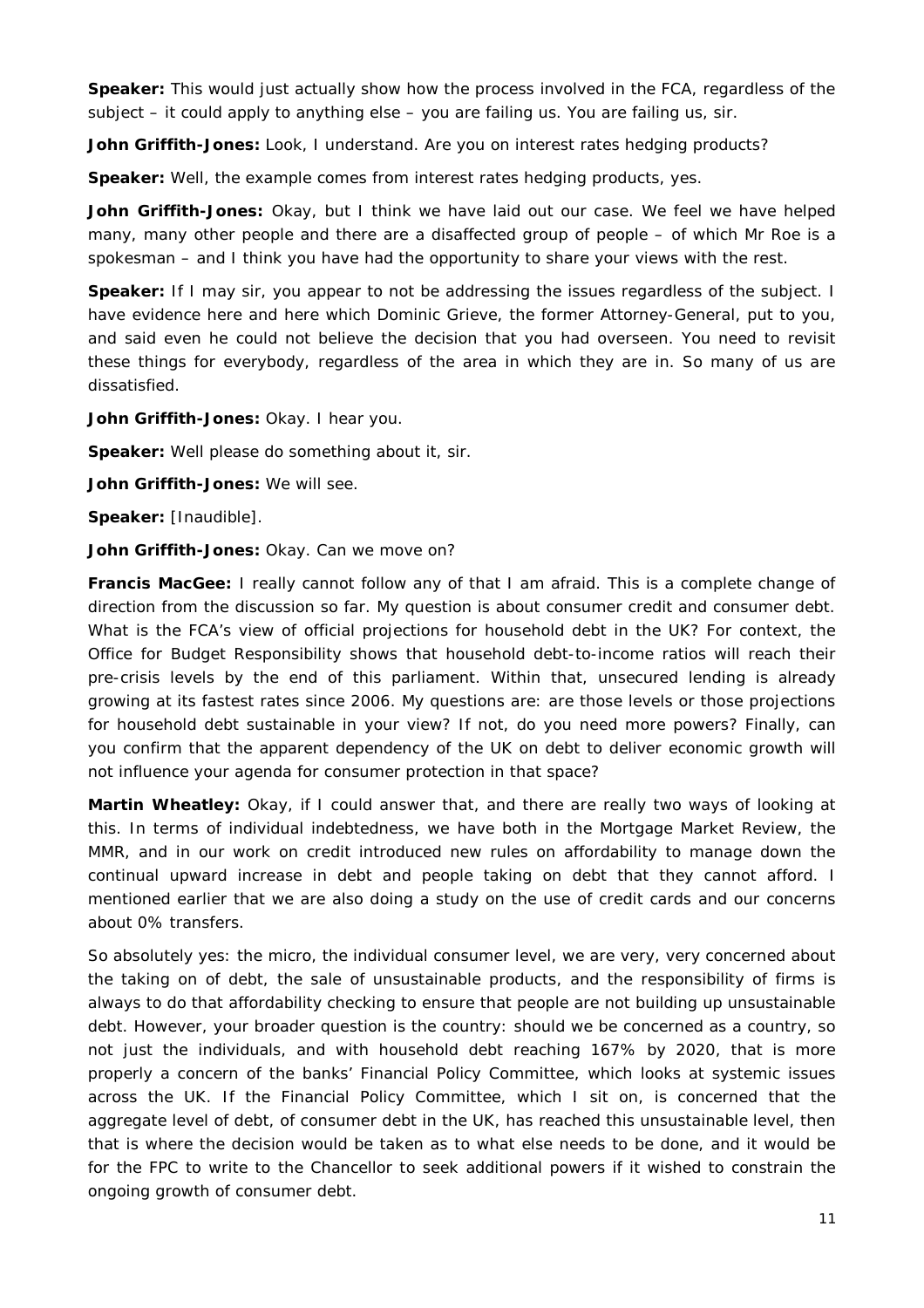**Speaker:** This would just actually show how the process involved in the FCA, regardless of the subject – it could apply to anything else – you are failing us. You are failing us, sir.

**John Griffith-Jones:** Look, I understand. Are you on interest rates hedging products?

**Speaker:** Well, the example comes from interest rates hedging products, yes.

**John Griffith-Jones:** Okay, but I think we have laid out our case. We feel we have helped many, many other people and there are a disaffected group of people – of which Mr Roe is a spokesman – and I think you have had the opportunity to share your views with the rest.

**Speaker:** If I may sir, you appear to not be addressing the issues regardless of the subject. I have evidence here and here which Dominic Grieve, the former Attorney-General, put to you, and said even he could not believe the decision that you had overseen. You need to revisit these things for everybody, regardless of the area in which they are in. So many of us are dissatisfied.

**John Griffith-Jones:** Okay. I hear you.

**Speaker:** Well please do something about it, sir.

**John Griffith-Jones:** We will see.

**Speaker:** [Inaudible].

**John Griffith-Jones:** Okay. Can we move on?

**Francis MacGee:** I really cannot follow any of that I am afraid. This is a complete change of direction from the discussion so far. My question is about consumer credit and consumer debt. What is the FCA's view of official projections for household debt in the UK? For context, the Office for Budget Responsibility shows that household debt-to-income ratios will reach their pre-crisis levels by the end of this parliament. Within that, unsecured lending is already growing at its fastest rates since 2006. My questions are: are those levels or those projections for household debt sustainable in your view? If not, do you need more powers? Finally, can you confirm that the apparent dependency of the UK on debt to deliver economic growth will not influence your agenda for consumer protection in that space?

**Martin Wheatley:** Okay, if I could answer that, and there are really two ways of looking at this. In terms of individual indebtedness, we have both in the Mortgage Market Review, the MMR, and in our work on credit introduced new rules on affordability to manage down the continual upward increase in debt and people taking on debt that they cannot afford. I mentioned earlier that we are also doing a study on the use of credit cards and our concerns about 0% transfers.

So absolutely yes: the micro, the individual consumer level, we are very, very concerned about the taking on of debt, the sale of unsustainable products, and the responsibility of firms is always to do that affordability checking to ensure that people are not building up unsustainable debt. However, your broader question is the country: should we be concerned as a country, so not just the individuals, and with household debt reaching 167% by 2020, that is more properly a concern of the banks' Financial Policy Committee, which looks at systemic issues across the UK. If the Financial Policy Committee, which I sit on, is concerned that the aggregate level of debt, of consumer debt in the UK, has reached this unsustainable level, then that is where the decision would be taken as to what else needs to be done, and it would be for the FPC to write to the Chancellor to seek additional powers if it wished to constrain the ongoing growth of consumer debt.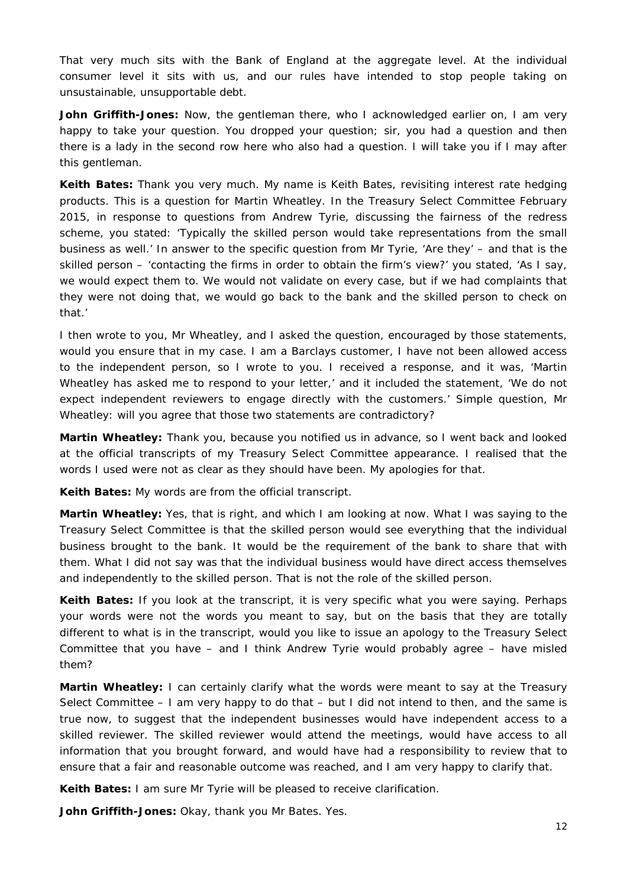That very much sits with the Bank of England at the aggregate level. At the individual consumer level it sits with us, and our rules have intended to stop people taking on unsustainable, unsupportable debt.

**John Griffith-Jones:** Now, the gentleman there, who I acknowledged earlier on, I am very happy to take your question. You dropped your question; sir, you had a question and then there is a lady in the second row here who also had a question. I will take you if I may after this gentleman.

**Keith Bates:** Thank you very much. My name is Keith Bates, revisiting interest rate hedging products. This is a question for Martin Wheatley. In the Treasury Select Committee February 2015, in response to questions from Andrew Tyrie, discussing the fairness of the redress scheme, you stated: 'Typically the skilled person would take representations from the small business as well.' In answer to the specific question from Mr Tyrie, 'Are they' – and that is the skilled person – 'contacting the firms in order to obtain the firm's view?' you stated, 'As I say, we would expect them to. We would not validate on every case, but if we had complaints that they were not doing that, we would go back to the bank and the skilled person to check on that.'

I then wrote to you, Mr Wheatley, and I asked the question, encouraged by those statements, would you ensure that in my case. I am a Barclays customer, I have not been allowed access to the independent person, so I wrote to you. I received a response, and it was, 'Martin Wheatley has asked me to respond to your letter,' and it included the statement, 'We do not expect independent reviewers to engage directly with the customers.' Simple question, Mr Wheatley: will you agree that those two statements are contradictory?

**Martin Wheatley:** Thank you, because you notified us in advance, so I went back and looked at the official transcripts of my Treasury Select Committee appearance. I realised that the words I used were not as clear as they should have been. My apologies for that.

**Keith Bates:** My words are from the official transcript.

**Martin Wheatley:** Yes, that is right, and which I am looking at now. What I was saying to the Treasury Select Committee is that the skilled person would see everything that the individual business brought to the bank. It would be the requirement of the bank to share that with them. What I did not say was that the individual business would have direct access themselves and independently to the skilled person. That is not the role of the skilled person.

**Keith Bates:** If you look at the transcript, it is very specific what you were saying. Perhaps your words were not the words you meant to say, but on the basis that they are totally different to what is in the transcript, would you like to issue an apology to the Treasury Select Committee that you have – and I think Andrew Tyrie would probably agree – have misled them?

**Martin Wheatley:** I can certainly clarify what the words were meant to say at the Treasury Select Committee – I am very happy to do that – but I did not intend to then, and the same is true now, to suggest that the independent businesses would have independent access to a skilled reviewer. The skilled reviewer would attend the meetings, would have access to all information that you brought forward, and would have had a responsibility to review that to ensure that a fair and reasonable outcome was reached, and I am very happy to clarify that.

**Keith Bates:** I am sure Mr Tyrie will be pleased to receive clarification.

**John Griffith-Jones:** Okay, thank you Mr Bates. Yes.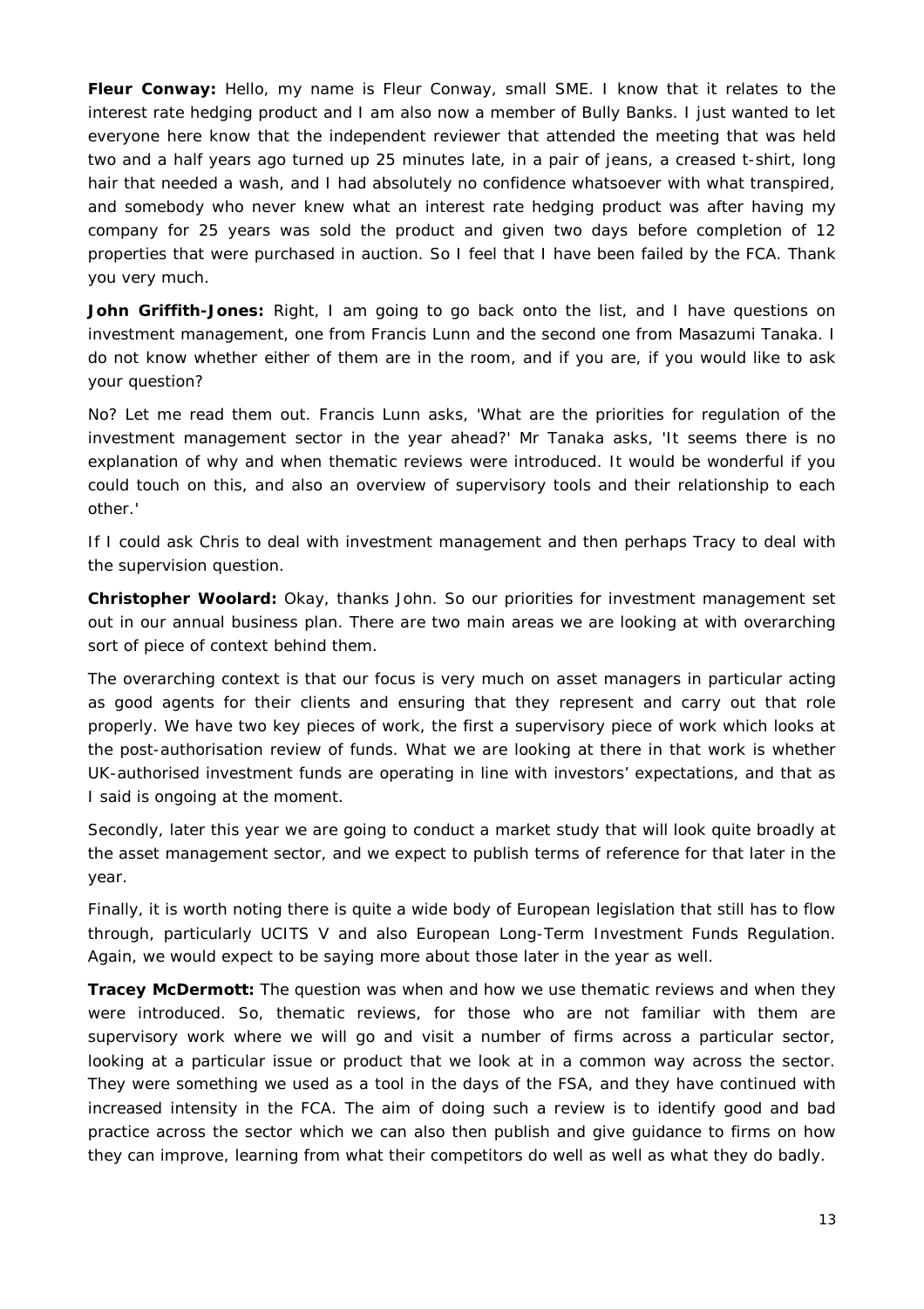**Fleur Conway:** Hello, my name is Fleur Conway, small SME. I know that it relates to the interest rate hedging product and I am also now a member of Bully Banks. I just wanted to let everyone here know that the independent reviewer that attended the meeting that was held two and a half years ago turned up 25 minutes late, in a pair of jeans, a creased t-shirt, long hair that needed a wash, and I had absolutely no confidence whatsoever with what transpired, and somebody who never knew what an interest rate hedging product was after having my company for 25 years was sold the product and given two days before completion of 12 properties that were purchased in auction. So I feel that I have been failed by the FCA. Thank you very much.

**John Griffith-Jones:** Right, I am going to go back onto the list, and I have questions on investment management, one from Francis Lunn and the second one from Masazumi Tanaka. I do not know whether either of them are in the room, and if you are, if you would like to ask your question?

No? Let me read them out. Francis Lunn asks, 'What are the priorities for regulation of the investment management sector in the year ahead?' Mr Tanaka asks, 'It seems there is no explanation of why and when thematic reviews were introduced. It would be wonderful if you could touch on this, and also an overview of supervisory tools and their relationship to each other.'

If I could ask Chris to deal with investment management and then perhaps Tracy to deal with the supervision question.

**Christopher Woolard:** Okay, thanks John. So our priorities for investment management set out in our annual business plan. There are two main areas we are looking at with overarching sort of piece of context behind them.

The overarching context is that our focus is very much on asset managers in particular acting as good agents for their clients and ensuring that they represent and carry out that role properly. We have two key pieces of work, the first a supervisory piece of work which looks at the post-authorisation review of funds. What we are looking at there in that work is whether UK-authorised investment funds are operating in line with investors' expectations, and that as I said is ongoing at the moment.

Secondly, later this year we are going to conduct a market study that will look quite broadly at the asset management sector, and we expect to publish terms of reference for that later in the year.

Finally, it is worth noting there is quite a wide body of European legislation that still has to flow through, particularly UCITS V and also European Long-Term Investment Funds Regulation. Again, we would expect to be saying more about those later in the year as well.

**Tracey McDermott:** The question was when and how we use thematic reviews and when they were introduced. So, thematic reviews, for those who are not familiar with them are supervisory work where we will go and visit a number of firms across a particular sector, looking at a particular issue or product that we look at in a common way across the sector. They were something we used as a tool in the days of the FSA, and they have continued with increased intensity in the FCA. The aim of doing such a review is to identify good and bad practice across the sector which we can also then publish and give guidance to firms on how they can improve, learning from what their competitors do well as well as what they do badly.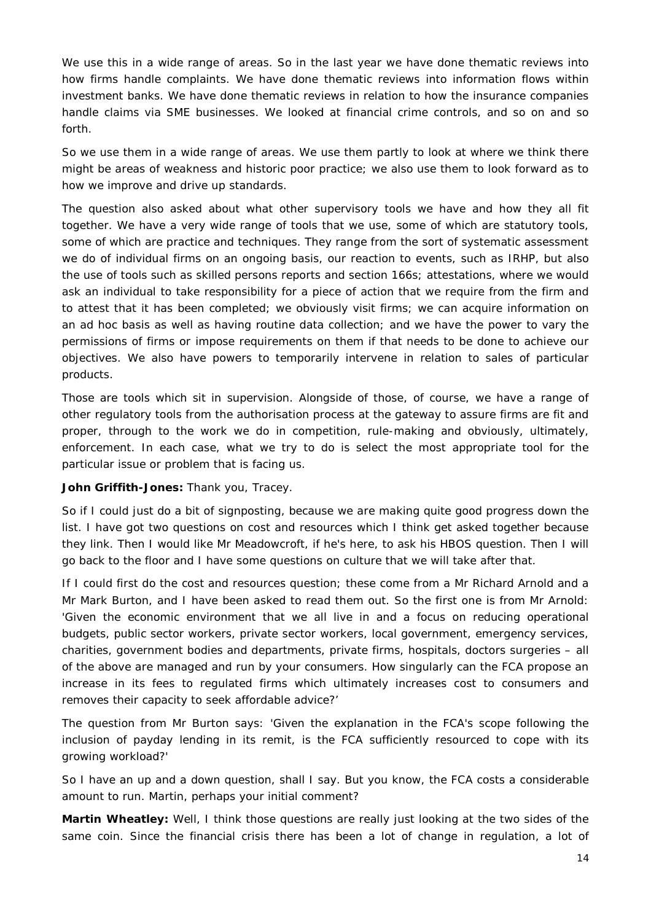We use this in a wide range of areas. So in the last year we have done thematic reviews into how firms handle complaints. We have done thematic reviews into information flows within investment banks. We have done thematic reviews in relation to how the insurance companies handle claims via SME businesses. We looked at financial crime controls, and so on and so forth.

So we use them in a wide range of areas. We use them partly to look at where we think there might be areas of weakness and historic poor practice; we also use them to look forward as to how we improve and drive up standards.

The question also asked about what other supervisory tools we have and how they all fit together. We have a very wide range of tools that we use, some of which are statutory tools, some of which are practice and techniques. They range from the sort of systematic assessment we do of individual firms on an ongoing basis, our reaction to events, such as IRHP, but also the use of tools such as skilled persons reports and section 166s; attestations, where we would ask an individual to take responsibility for a piece of action that we require from the firm and to attest that it has been completed; we obviously visit firms; we can acquire information on an ad hoc basis as well as having routine data collection; and we have the power to vary the permissions of firms or impose requirements on them if that needs to be done to achieve our objectives. We also have powers to temporarily intervene in relation to sales of particular products.

Those are tools which sit in supervision. Alongside of those, of course, we have a range of other regulatory tools from the authorisation process at the gateway to assure firms are fit and proper, through to the work we do in competition, rule-making and obviously, ultimately, enforcement. In each case, what we try to do is select the most appropriate tool for the particular issue or problem that is facing us.

**John Griffith-Jones:** Thank you, Tracey.

So if I could just do a bit of signposting, because we are making quite good progress down the list. I have got two questions on cost and resources which I think get asked together because they link. Then I would like Mr Meadowcroft, if he's here, to ask his HBOS question. Then I will go back to the floor and I have some questions on culture that we will take after that.

If I could first do the cost and resources question; these come from a Mr Richard Arnold and a Mr Mark Burton, and I have been asked to read them out. So the first one is from Mr Arnold: 'Given the economic environment that we all live in and a focus on reducing operational budgets, public sector workers, private sector workers, local government, emergency services, charities, government bodies and departments, private firms, hospitals, doctors surgeries – all of the above are managed and run by your consumers. How singularly can the FCA propose an increase in its fees to regulated firms which ultimately increases cost to consumers and removes their capacity to seek affordable advice?'

The question from Mr Burton says: 'Given the explanation in the FCA's scope following the inclusion of payday lending in its remit, is the FCA sufficiently resourced to cope with its growing workload?'

So I have an up and a down question, shall I say. But you know, the FCA costs a considerable amount to run. Martin, perhaps your initial comment?

**Martin Wheatley:** Well, I think those questions are really just looking at the two sides of the same coin. Since the financial crisis there has been a lot of change in regulation, a lot of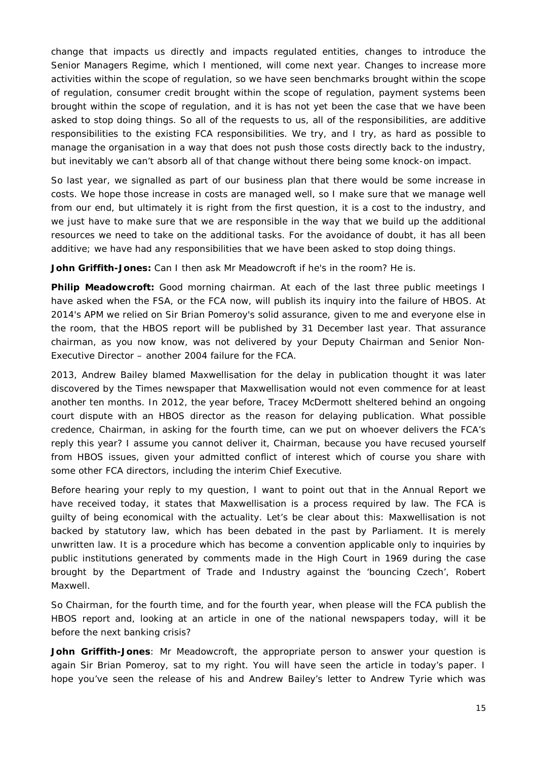change that impacts us directly and impacts regulated entities, changes to introduce the Senior Managers Regime, which I mentioned, will come next year. Changes to increase more activities within the scope of regulation, so we have seen benchmarks brought within the scope of regulation, consumer credit brought within the scope of regulation, payment systems been brought within the scope of regulation, and it is has not yet been the case that we have been asked to stop doing things. So all of the requests to us, all of the responsibilities, are additive responsibilities to the existing FCA responsibilities. We try, and I try, as hard as possible to manage the organisation in a way that does not push those costs directly back to the industry, but inevitably we can't absorb all of that change without there being some knock-on impact.

So last year, we signalled as part of our business plan that there would be some increase in costs. We hope those increase in costs are managed well, so I make sure that we manage well from our end, but ultimately it is right from the first question, it is a cost to the industry, and we just have to make sure that we are responsible in the way that we build up the additional resources we need to take on the additional tasks. For the avoidance of doubt, it has all been additive; we have had any responsibilities that we have been asked to stop doing things.

**John Griffith-Jones:** Can I then ask Mr Meadowcroft if he's in the room? He is.

**Philip Meadowcroft:** Good morning chairman. At each of the last three public meetings I have asked when the FSA, or the FCA now, will publish its inquiry into the failure of HBOS. At 2014's APM we relied on Sir Brian Pomeroy's solid assurance, given to me and everyone else in the room, that the HBOS report will be published by 31 December last year. That assurance chairman, as you now know, was not delivered by your Deputy Chairman and Senior Non-Executive Director – another 2004 failure for the FCA.

2013, Andrew Bailey blamed Maxwellisation for the delay in publication thought it was later discovered by the Times newspaper that Maxwellisation would not even commence for at least another ten months. In 2012, the year before, Tracey McDermott sheltered behind an ongoing court dispute with an HBOS director as the reason for delaying publication. What possible credence, Chairman, in asking for the fourth time, can we put on whoever delivers the FCA's reply this year? I assume you cannot deliver it, Chairman, because you have recused yourself from HBOS issues, given your admitted conflict of interest which of course you share with some other FCA directors, including the interim Chief Executive.

Before hearing your reply to my question, I want to point out that in the Annual Report we have received today, it states that Maxwellisation is a process required by law. The FCA is guilty of being economical with the actuality. Let's be clear about this: Maxwellisation is not backed by statutory law, which has been debated in the past by Parliament. It is merely unwritten law. It is a procedure which has become a convention applicable only to inquiries by public institutions generated by comments made in the High Court in 1969 during the case brought by the Department of Trade and Industry against the 'bouncing Czech', Robert Maxwell.

So Chairman, for the fourth time, and for the fourth year, when please will the FCA publish the HBOS report and, looking at an article in one of the national newspapers today, will it be before the next banking crisis?

**John Griffith-Jones**: Mr Meadowcroft, the appropriate person to answer your question is again Sir Brian Pomeroy, sat to my right. You will have seen the article in today's paper. I hope you've seen the release of his and Andrew Bailey's letter to Andrew Tyrie which was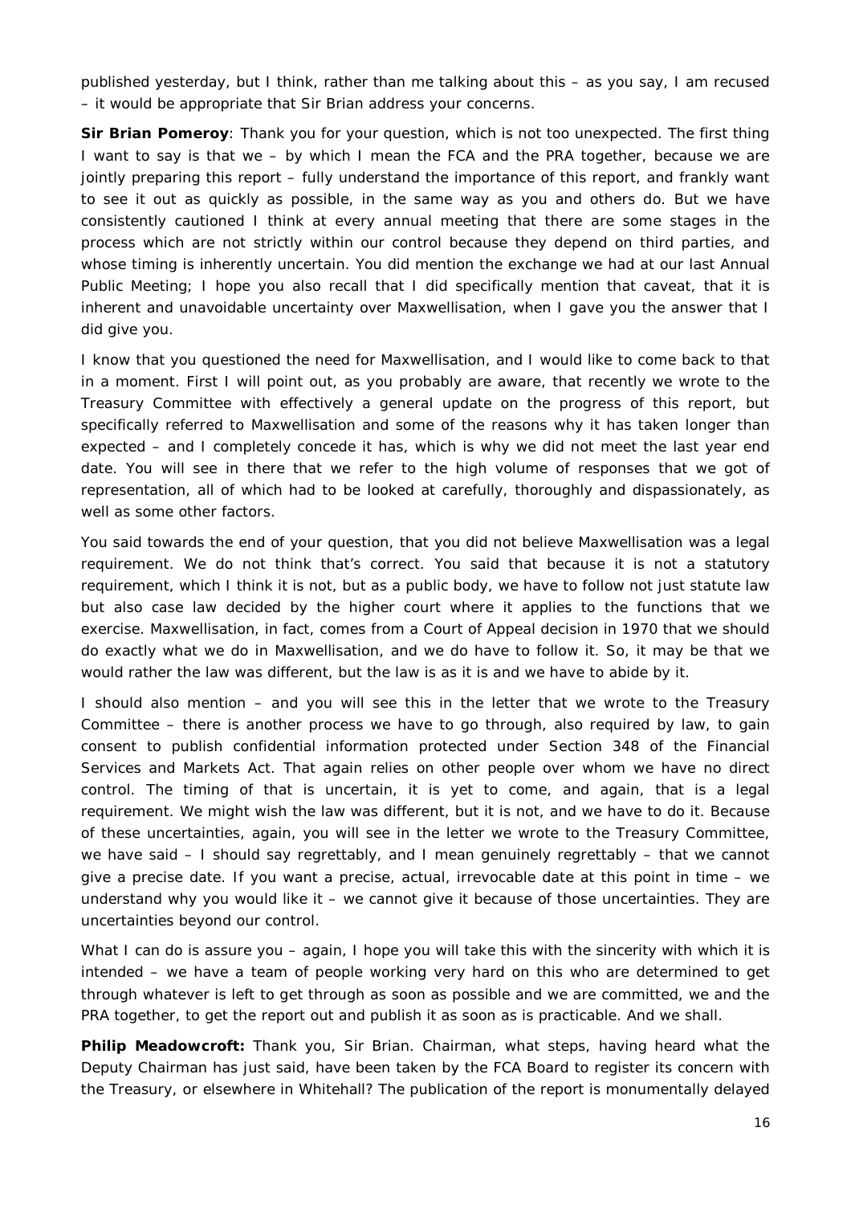published yesterday, but I think, rather than me talking about this – as you say, I am recused – it would be appropriate that Sir Brian address your concerns.

**Sir Brian Pomeroy**: Thank you for your question, which is not too unexpected. The first thing I want to say is that we – by which I mean the FCA and the PRA together, because we are jointly preparing this report – fully understand the importance of this report, and frankly want to see it out as quickly as possible, in the same way as you and others do. But we have consistently cautioned I think at every annual meeting that there are some stages in the process which are not strictly within our control because they depend on third parties, and whose timing is inherently uncertain. You did mention the exchange we had at our last Annual Public Meeting; I hope you also recall that I did specifically mention that caveat, that it is inherent and unavoidable uncertainty over Maxwellisation, when I gave you the answer that I did give you.

I know that you questioned the need for Maxwellisation, and I would like to come back to that in a moment. First I will point out, as you probably are aware, that recently we wrote to the Treasury Committee with effectively a general update on the progress of this report, but specifically referred to Maxwellisation and some of the reasons why it has taken longer than expected – and I completely concede it has, which is why we did not meet the last year end date. You will see in there that we refer to the high volume of responses that we got of representation, all of which had to be looked at carefully, thoroughly and dispassionately, as well as some other factors.

You said towards the end of your question, that you did not believe Maxwellisation was a legal requirement. We do not think that's correct. You said that because it is not a statutory requirement, which I think it is not, but as a public body, we have to follow not just statute law but also case law decided by the higher court where it applies to the functions that we exercise. Maxwellisation, in fact, comes from a Court of Appeal decision in 1970 that we should do exactly what we do in Maxwellisation, and we do have to follow it. So, it may be that we would rather the law was different, but the law is as it is and we have to abide by it.

I should also mention – and you will see this in the letter that we wrote to the Treasury Committee – there is another process we have to go through, also required by law, to gain consent to publish confidential information protected under Section 348 of the Financial Services and Markets Act. That again relies on other people over whom we have no direct control. The timing of that is uncertain, it is yet to come, and again, that is a legal requirement. We might wish the law was different, but it is not, and we have to do it. Because of these uncertainties, again, you will see in the letter we wrote to the Treasury Committee, we have said – I should say regrettably, and I mean genuinely regrettably – that we cannot give a precise date. If you want a precise, actual, irrevocable date at this point in time – we understand why you would like it – we cannot give it because of those uncertainties. They are uncertainties beyond our control.

What I can do is assure you – again, I hope you will take this with the sincerity with which it is intended – we have a team of people working very hard on this who are determined to get through whatever is left to get through as soon as possible and we are committed, we and the PRA together, to get the report out and publish it as soon as is practicable. And we shall.

**Philip Meadowcroft:** Thank you, Sir Brian. Chairman, what steps, having heard what the Deputy Chairman has just said, have been taken by the FCA Board to register its concern with the Treasury, or elsewhere in Whitehall? The publication of the report is monumentally delayed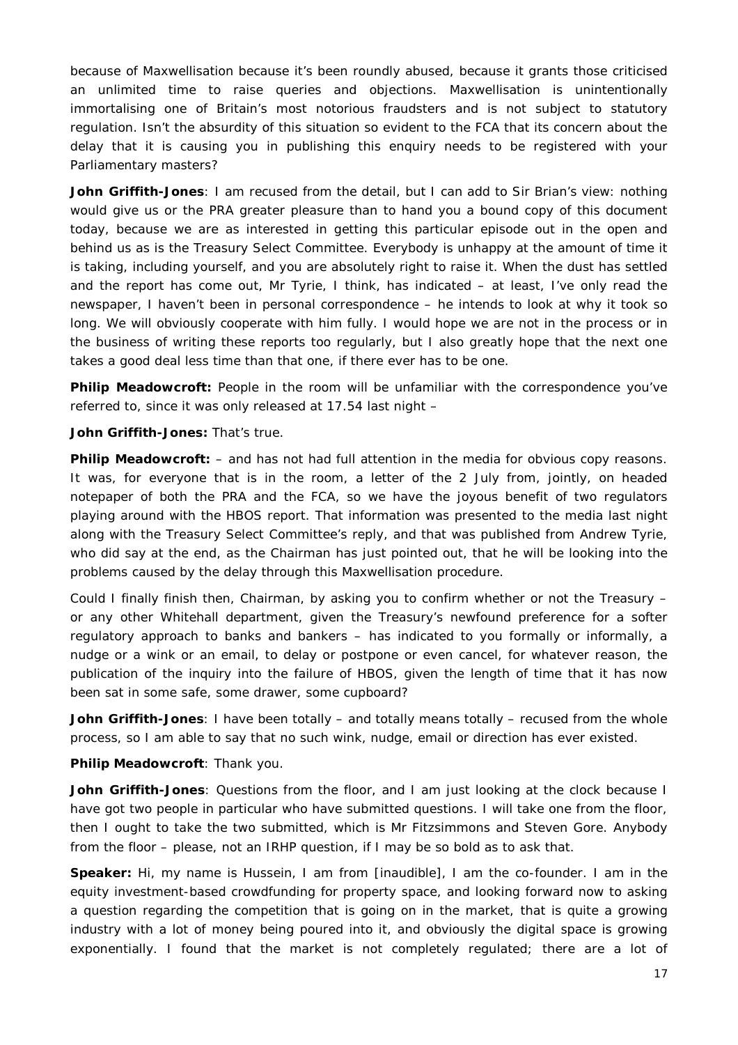because of Maxwellisation because it's been roundly abused, because it grants those criticised an unlimited time to raise queries and objections. Maxwellisation is unintentionally immortalising one of Britain's most notorious fraudsters and is not subject to statutory regulation. Isn't the absurdity of this situation so evident to the FCA that its concern about the delay that it is causing you in publishing this enquiry needs to be registered with your Parliamentary masters?

**John Griffith-Jones**: I am recused from the detail, but I can add to Sir Brian's view: nothing would give us or the PRA greater pleasure than to hand you a bound copy of this document today, because we are as interested in getting this particular episode out in the open and behind us as is the Treasury Select Committee. Everybody is unhappy at the amount of time it is taking, including yourself, and you are absolutely right to raise it. When the dust has settled and the report has come out, Mr Tyrie, I think, has indicated – at least, I've only read the newspaper, I haven't been in personal correspondence – he intends to look at why it took so long. We will obviously cooperate with him fully. I would hope we are not in the process or in the business of writing these reports too regularly, but I also greatly hope that the next one takes a good deal less time than that one, if there ever has to be one.

**Philip Meadowcroft:** People in the room will be unfamiliar with the correspondence you've referred to, since it was only released at 17.54 last night –

**John Griffith-Jones:** That's true.

**Philip Meadowcroft:** – and has not had full attention in the media for obvious copy reasons. It was, for everyone that is in the room, a letter of the 2 July from, jointly, on headed notepaper of both the PRA and the FCA, so we have the joyous benefit of two regulators playing around with the HBOS report. That information was presented to the media last night along with the Treasury Select Committee's reply, and that was published from Andrew Tyrie, who did say at the end, as the Chairman has just pointed out, that he will be looking into the problems caused by the delay through this Maxwellisation procedure.

Could I finally finish then, Chairman, by asking you to confirm whether or not the Treasury – or any other Whitehall department, given the Treasury's newfound preference for a softer regulatory approach to banks and bankers – has indicated to you formally or informally, a nudge or a wink or an email, to delay or postpone or even cancel, for whatever reason, the publication of the inquiry into the failure of HBOS, given the length of time that it has now been sat in some safe, some drawer, some cupboard?

**John Griffith-Jones**: I have been totally – and totally means totally – recused from the whole process, so I am able to say that no such wink, nudge, email or direction has ever existed.

**Philip Meadowcroft**: Thank you.

**John Griffith-Jones**: Questions from the floor, and I am just looking at the clock because I have got two people in particular who have submitted questions. I will take one from the floor, then I ought to take the two submitted, which is Mr Fitzsimmons and Steven Gore. Anybody from the floor – please, not an IRHP question, if I may be so bold as to ask that.

**Speaker:** Hi, my name is Hussein, I am from [inaudible], I am the co-founder. I am in the equity investment-based crowdfunding for property space, and looking forward now to asking a question regarding the competition that is going on in the market, that is quite a growing industry with a lot of money being poured into it, and obviously the digital space is growing exponentially. I found that the market is not completely regulated; there are a lot of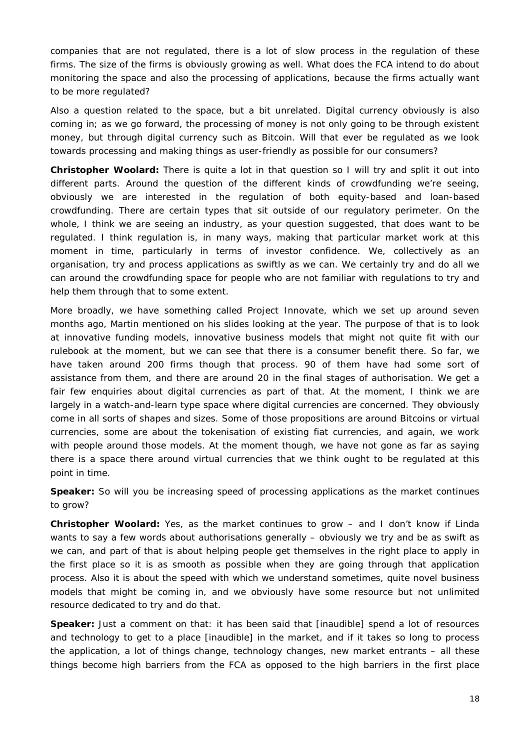companies that are not regulated, there is a lot of slow process in the regulation of these firms. The size of the firms is obviously growing as well. What does the FCA intend to do about monitoring the space and also the processing of applications, because the firms actually want to be more regulated?

Also a question related to the space, but a bit unrelated. Digital currency obviously is also coming in; as we go forward, the processing of money is not only going to be through existent money, but through digital currency such as Bitcoin. Will that ever be regulated as we look towards processing and making things as user-friendly as possible for our consumers?

**Christopher Woolard:** There is quite a lot in that question so I will try and split it out into different parts. Around the question of the different kinds of crowdfunding we're seeing, obviously we are interested in the regulation of both equity-based and loan-based crowdfunding. There are certain types that sit outside of our regulatory perimeter. On the whole, I think we are seeing an industry, as your question suggested, that does want to be regulated. I think regulation is, in many ways, making that particular market work at this moment in time, particularly in terms of investor confidence. We, collectively as an organisation, try and process applications as swiftly as we can. We certainly try and do all we can around the crowdfunding space for people who are not familiar with regulations to try and help them through that to some extent.

More broadly, we have something called Project Innovate, which we set up around seven months ago, Martin mentioned on his slides looking at the year. The purpose of that is to look at innovative funding models, innovative business models that might not quite fit with our rulebook at the moment, but we can see that there is a consumer benefit there. So far, we have taken around 200 firms though that process. 90 of them have had some sort of assistance from them, and there are around 20 in the final stages of authorisation. We get a fair few enquiries about digital currencies as part of that. At the moment, I think we are largely in a watch-and-learn type space where digital currencies are concerned. They obviously come in all sorts of shapes and sizes. Some of those propositions are around Bitcoins or virtual currencies, some are about the tokenisation of existing fiat currencies, and again, we work with people around those models. At the moment though, we have not gone as far as saying there is a space there around virtual currencies that we think ought to be regulated at this point in time.

**Speaker:** So will you be increasing speed of processing applications as the market continues to grow?

**Christopher Woolard:** Yes, as the market continues to grow – and I don't know if Linda wants to say a few words about authorisations generally – obviously we try and be as swift as we can, and part of that is about helping people get themselves in the right place to apply in the first place so it is as smooth as possible when they are going through that application process. Also it is about the speed with which we understand sometimes, quite novel business models that might be coming in, and we obviously have some resource but not unlimited resource dedicated to try and do that.

**Speaker:** Just a comment on that: it has been said that [inaudible] spend a lot of resources and technology to get to a place [inaudible] in the market, and if it takes so long to process the application, a lot of things change, technology changes, new market entrants – all these things become high barriers from the FCA as opposed to the high barriers in the first place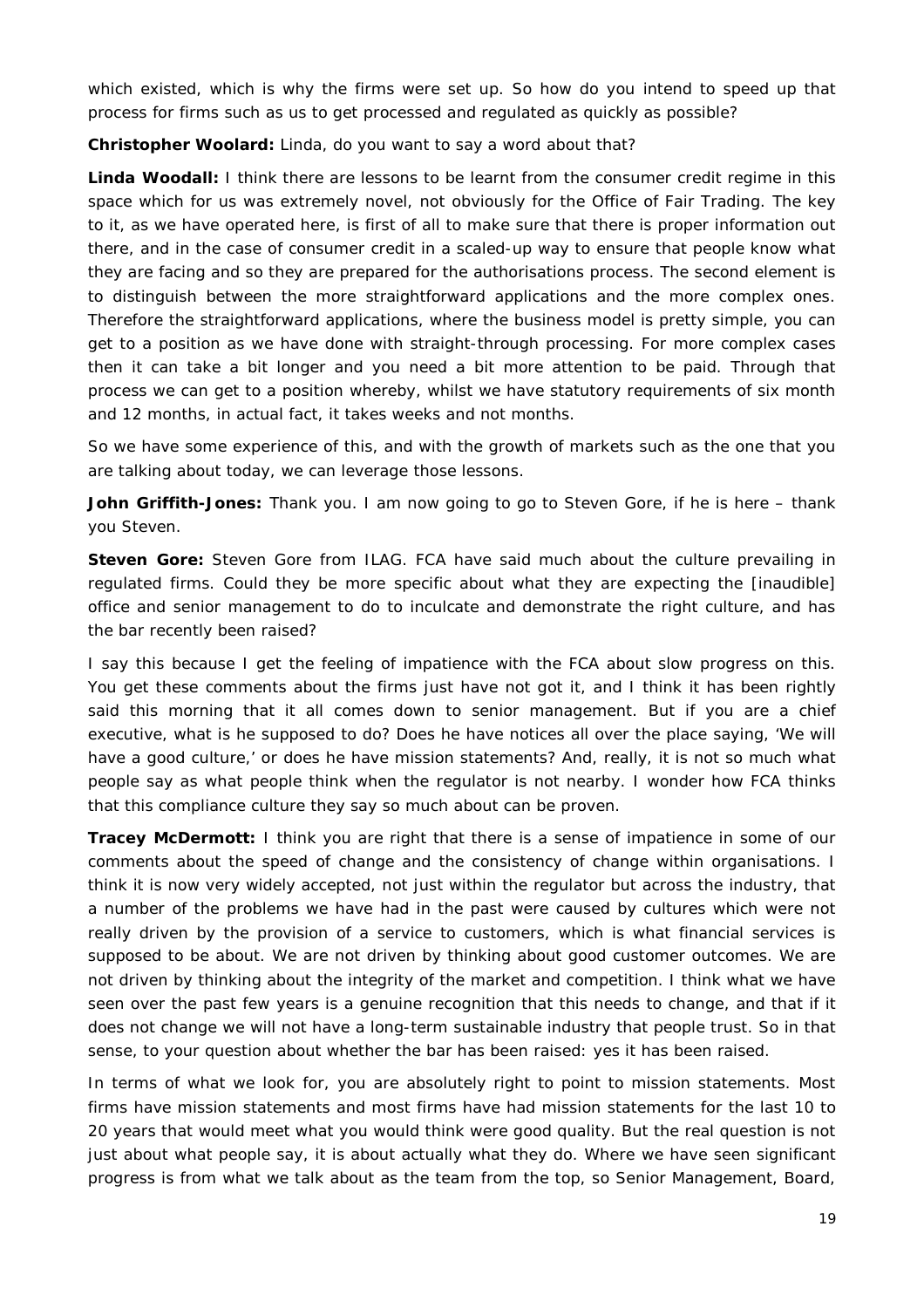which existed, which is why the firms were set up. So how do you intend to speed up that process for firms such as us to get processed and regulated as quickly as possible?

**Christopher Woolard:** Linda, do you want to say a word about that?

**Linda Woodall:** I think there are lessons to be learnt from the consumer credit regime in this space which for us was extremely novel, not obviously for the Office of Fair Trading. The key to it, as we have operated here, is first of all to make sure that there is proper information out there, and in the case of consumer credit in a scaled-up way to ensure that people know what they are facing and so they are prepared for the authorisations process. The second element is to distinguish between the more straightforward applications and the more complex ones. Therefore the straightforward applications, where the business model is pretty simple, you can get to a position as we have done with straight-through processing. For more complex cases then it can take a bit longer and you need a bit more attention to be paid. Through that process we can get to a position whereby, whilst we have statutory requirements of six month and 12 months, in actual fact, it takes weeks and not months.

So we have some experience of this, and with the growth of markets such as the one that you are talking about today, we can leverage those lessons.

**John Griffith-Jones:** Thank you. I am now going to go to Steven Gore, if he is here – thank you Steven.

**Steven Gore:** Steven Gore from ILAG. FCA have said much about the culture prevailing in regulated firms. Could they be more specific about what they are expecting the [inaudible] office and senior management to do to inculcate and demonstrate the right culture, and has the bar recently been raised?

I say this because I get the feeling of impatience with the FCA about slow progress on this. You get these comments about the firms just have not got it, and I think it has been rightly said this morning that it all comes down to senior management. But if you are a chief executive, what is he supposed to do? Does he have notices all over the place saying, 'We will have a good culture,' or does he have mission statements? And, really, it is not so much what people say as what people think when the regulator is not nearby. I wonder how FCA thinks that this compliance culture they say so much about can be proven.

**Tracey McDermott:** I think you are right that there is a sense of impatience in some of our comments about the speed of change and the consistency of change within organisations. I think it is now very widely accepted, not just within the regulator but across the industry, that a number of the problems we have had in the past were caused by cultures which were not really driven by the provision of a service to customers, which is what financial services is supposed to be about. We are not driven by thinking about good customer outcomes. We are not driven by thinking about the integrity of the market and competition. I think what we have seen over the past few years is a genuine recognition that this needs to change, and that if it does not change we will not have a long-term sustainable industry that people trust. So in that sense, to your question about whether the bar has been raised: yes it has been raised.

In terms of what we look for, you are absolutely right to point to mission statements. Most firms have mission statements and most firms have had mission statements for the last 10 to 20 years that would meet what you would think were good quality. But the real question is not just about what people say, it is about actually what they do. Where we have seen significant progress is from what we talk about as the team from the top, so Senior Management, Board,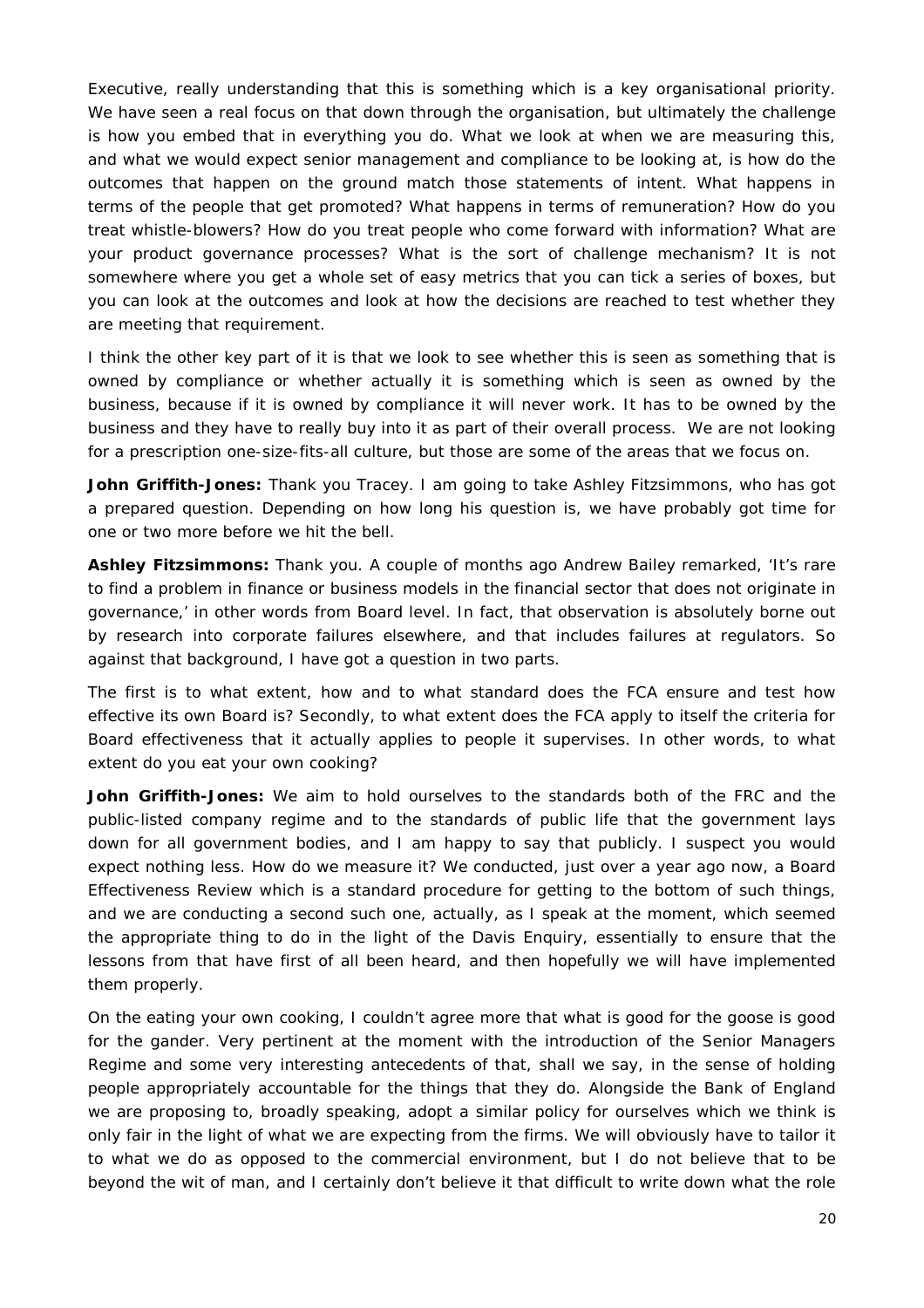Executive, really understanding that this is something which is a key organisational priority. We have seen a real focus on that down through the organisation, but ultimately the challenge is how you embed that in everything you do. What we look at when we are measuring this, and what we would expect senior management and compliance to be looking at, is how do the outcomes that happen on the ground match those statements of intent. What happens in terms of the people that get promoted? What happens in terms of remuneration? How do you treat whistle-blowers? How do you treat people who come forward with information? What are your product governance processes? What is the sort of challenge mechanism? It is not somewhere where you get a whole set of easy metrics that you can tick a series of boxes, but you can look at the outcomes and look at how the decisions are reached to test whether they are meeting that requirement.

I think the other key part of it is that we look to see whether this is seen as something that is owned by compliance or whether actually it is something which is seen as owned by the business, because if it is owned by compliance it will never work. It has to be owned by the business and they have to really buy into it as part of their overall process. We are not looking for a prescription one-size-fits-all culture, but those are some of the areas that we focus on.

**John Griffith-Jones:** Thank you Tracey. I am going to take Ashley Fitzsimmons, who has got a prepared question. Depending on how long his question is, we have probably got time for one or two more before we hit the bell.

**Ashley Fitzsimmons:** Thank you. A couple of months ago Andrew Bailey remarked, 'It's rare to find a problem in finance or business models in the financial sector that does not originate in governance,' in other words from Board level. In fact, that observation is absolutely borne out by research into corporate failures elsewhere, and that includes failures at regulators. So against that background, I have got a question in two parts.

The first is to what extent, how and to what standard does the FCA ensure and test how effective its own Board is? Secondly, to what extent does the FCA apply to itself the criteria for Board effectiveness that it actually applies to people it supervises. In other words, to what extent do you eat your own cooking?

**John Griffith-Jones:** We aim to hold ourselves to the standards both of the FRC and the public-listed company regime and to the standards of public life that the government lays down for all government bodies, and I am happy to say that publicly. I suspect you would expect nothing less. How do we measure it? We conducted, just over a year ago now, a Board Effectiveness Review which is a standard procedure for getting to the bottom of such things, and we are conducting a second such one, actually, as I speak at the moment, which seemed the appropriate thing to do in the light of the Davis Enquiry, essentially to ensure that the lessons from that have first of all been heard, and then hopefully we will have implemented them properly.

On the eating your own cooking, I couldn't agree more that what is good for the goose is good for the gander. Very pertinent at the moment with the introduction of the Senior Managers Regime and some very interesting antecedents of that, shall we say, in the sense of holding people appropriately accountable for the things that they do. Alongside the Bank of England we are proposing to, broadly speaking, adopt a similar policy for ourselves which we think is only fair in the light of what we are expecting from the firms. We will obviously have to tailor it to what we do as opposed to the commercial environment, but I do not believe that to be beyond the wit of man, and I certainly don't believe it that difficult to write down what the role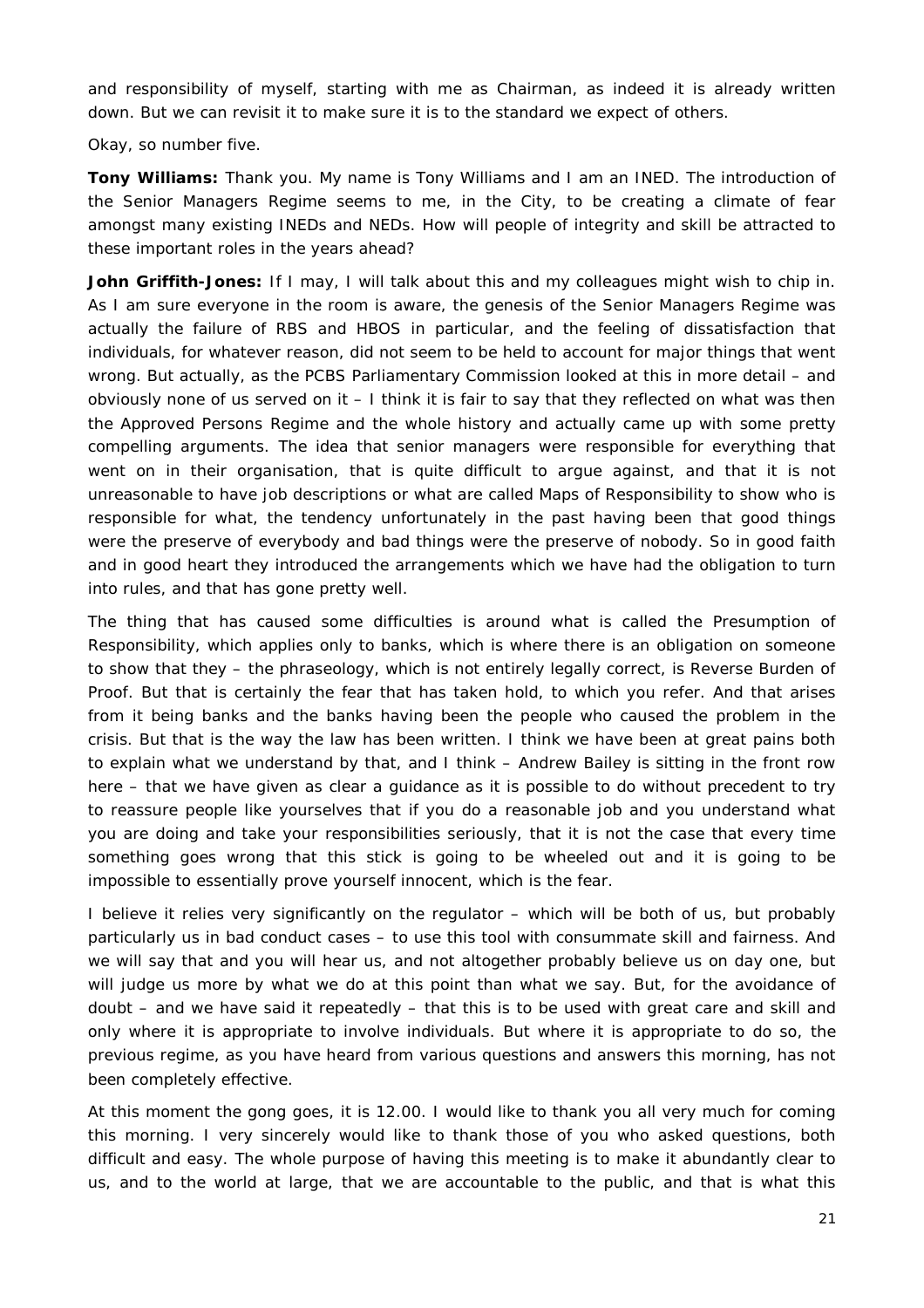and responsibility of myself, starting with me as Chairman, as indeed it is already written down. But we can revisit it to make sure it is to the standard we expect of others.

Okay, so number five.

**Tony Williams:** Thank you. My name is Tony Williams and I am an INED. The introduction of the Senior Managers Regime seems to me, in the City, to be creating a climate of fear amongst many existing INEDs and NEDs. How will people of integrity and skill be attracted to these important roles in the years ahead?

**John Griffith-Jones:** If I may, I will talk about this and my colleagues might wish to chip in. As I am sure everyone in the room is aware, the genesis of the Senior Managers Regime was actually the failure of RBS and HBOS in particular, and the feeling of dissatisfaction that individuals, for whatever reason, did not seem to be held to account for major things that went wrong. But actually, as the PCBS Parliamentary Commission looked at this in more detail – and obviously none of us served on it – I think it is fair to say that they reflected on what was then the Approved Persons Regime and the whole history and actually came up with some pretty compelling arguments. The idea that senior managers were responsible for everything that went on in their organisation, that is quite difficult to argue against, and that it is not unreasonable to have job descriptions or what are called Maps of Responsibility to show who is responsible for what, the tendency unfortunately in the past having been that good things were the preserve of everybody and bad things were the preserve of nobody. So in good faith and in good heart they introduced the arrangements which we have had the obligation to turn into rules, and that has gone pretty well.

The thing that has caused some difficulties is around what is called the Presumption of Responsibility, which applies only to banks, which is where there is an obligation on someone to show that they – the phraseology, which is not entirely legally correct, is Reverse Burden of Proof. But that is certainly the fear that has taken hold, to which you refer. And that arises from it being banks and the banks having been the people who caused the problem in the crisis. But that is the way the law has been written. I think we have been at great pains both to explain what we understand by that, and I think – Andrew Bailey is sitting in the front row here – that we have given as clear a guidance as it is possible to do without precedent to try to reassure people like yourselves that if you do a reasonable job and you understand what you are doing and take your responsibilities seriously, that it is not the case that every time something goes wrong that this stick is going to be wheeled out and it is going to be impossible to essentially prove yourself innocent, which is the fear.

I believe it relies very significantly on the regulator – which will be both of us, but probably particularly us in bad conduct cases – to use this tool with consummate skill and fairness. And we will say that and you will hear us, and not altogether probably believe us on day one, but will judge us more by what we do at this point than what we say. But, for the avoidance of doubt – and we have said it repeatedly – that this is to be used with great care and skill and only where it is appropriate to involve individuals. But where it is appropriate to do so, the previous regime, as you have heard from various questions and answers this morning, has not been completely effective.

At this moment the gong goes, it is 12.00. I would like to thank you all very much for coming this morning. I very sincerely would like to thank those of you who asked questions, both difficult and easy. The whole purpose of having this meeting is to make it abundantly clear to us, and to the world at large, that we are accountable to the public, and that is what this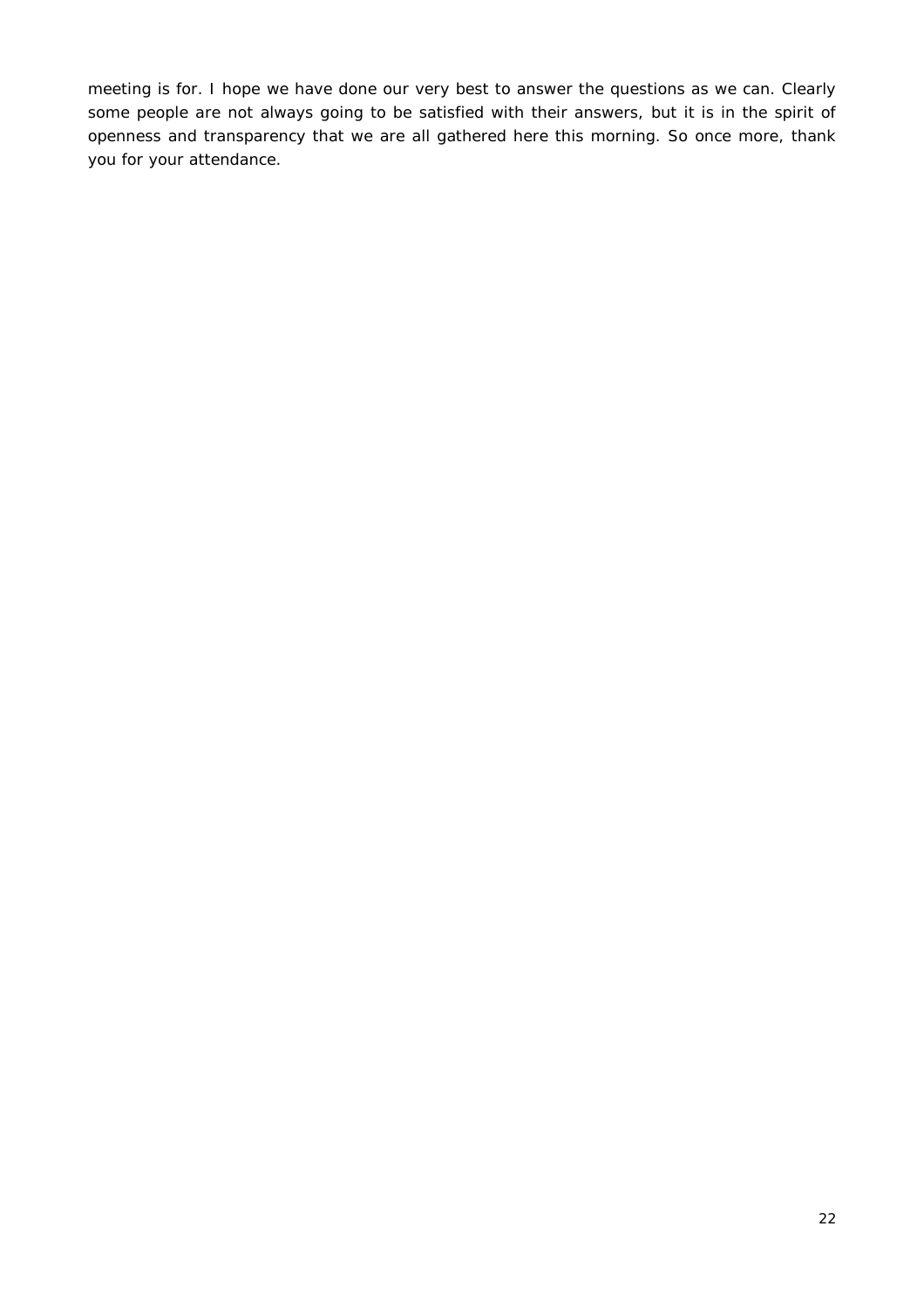meeting is for. I hope we have done our very best to answer the questions as we can. Clearly some people are not always going to be satisfied with their answers, but it is in the spirit of openness and transparency that we are all gathered here this morning. So once more, thank you for your attendance.